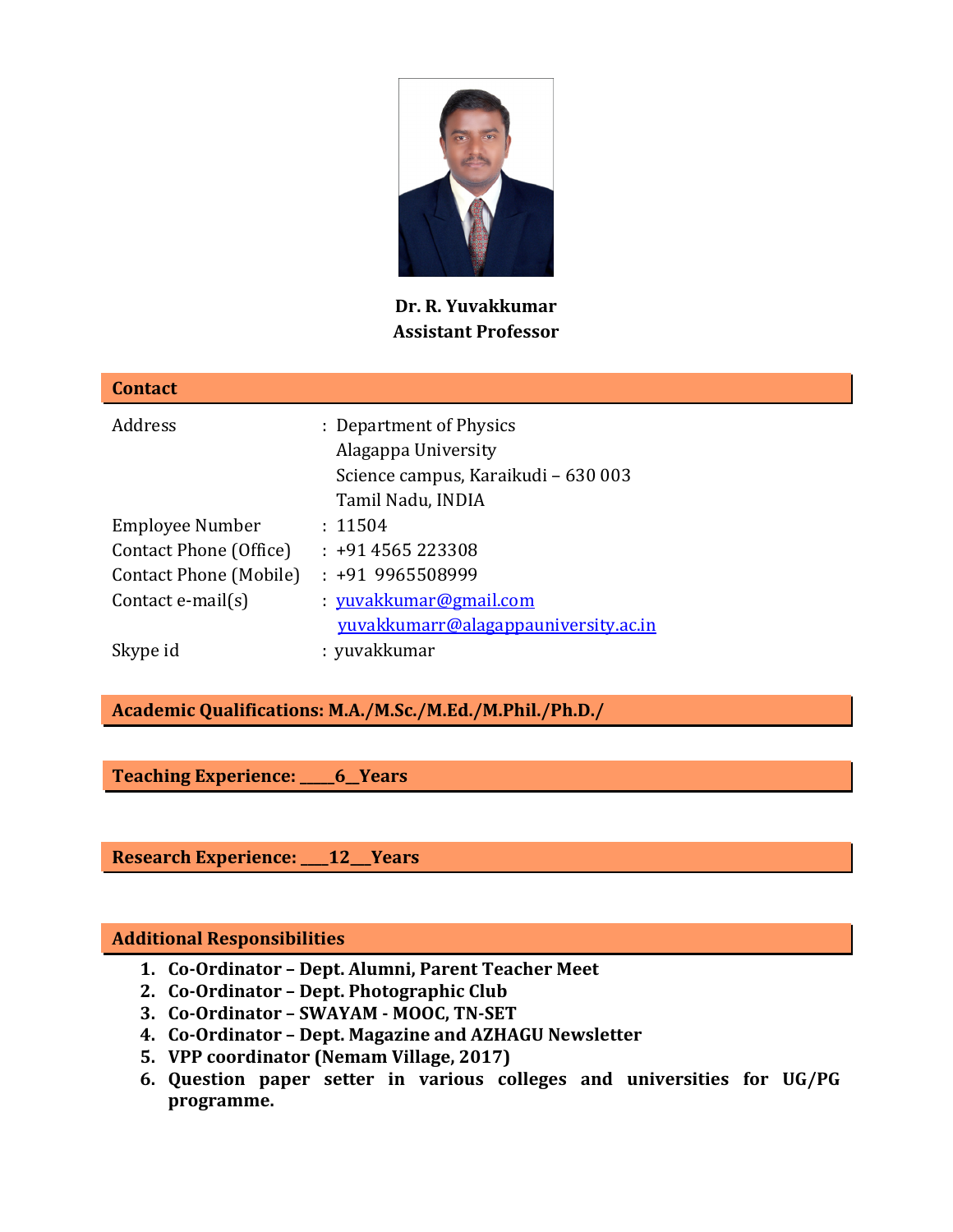**Dr. R. Yuvakkumar**
**Assistant Professor**

## Contact

| | | |
|---|---|---|
| Address | : | Department of Physics<br>Alagappa University<br>Science campus, Karaikudi – 630 003<br>Tamil Nadu, INDIA |
| Employee Number | : | 11504 |
| Contact Phone (Office) | : | +91 4565 223308 |
| Contact Phone (Mobile) | : | +91 9965508999 |
| Contact e-mail(s) | : | yuvakkumar@gmail.com<br>yuvakkumarr@alagappauniversity.ac.in |
| Skype id | : | yuvakkumar |

## Academic Qualifications: M.A./M.Sc./M.Ed./M.Phil./Ph.D./

## Teaching Experience: ____6__Years

## Research Experience: ___12__Years

## Additional Responsibilities

1. **Co-Ordinator – Dept. Alumni, Parent Teacher Meet**
2. **Co-Ordinator – Dept. Photographic Club**
3. **Co-Ordinator – SWAYAM - MOOC, TN-SET**
4. **Co-Ordinator – Dept. Magazine and AZHAGU Newsletter**
5. **VPP coordinator (Nemam Village, 2017)**
6. **Question paper setter in various colleges and universities for UG/PG programme.**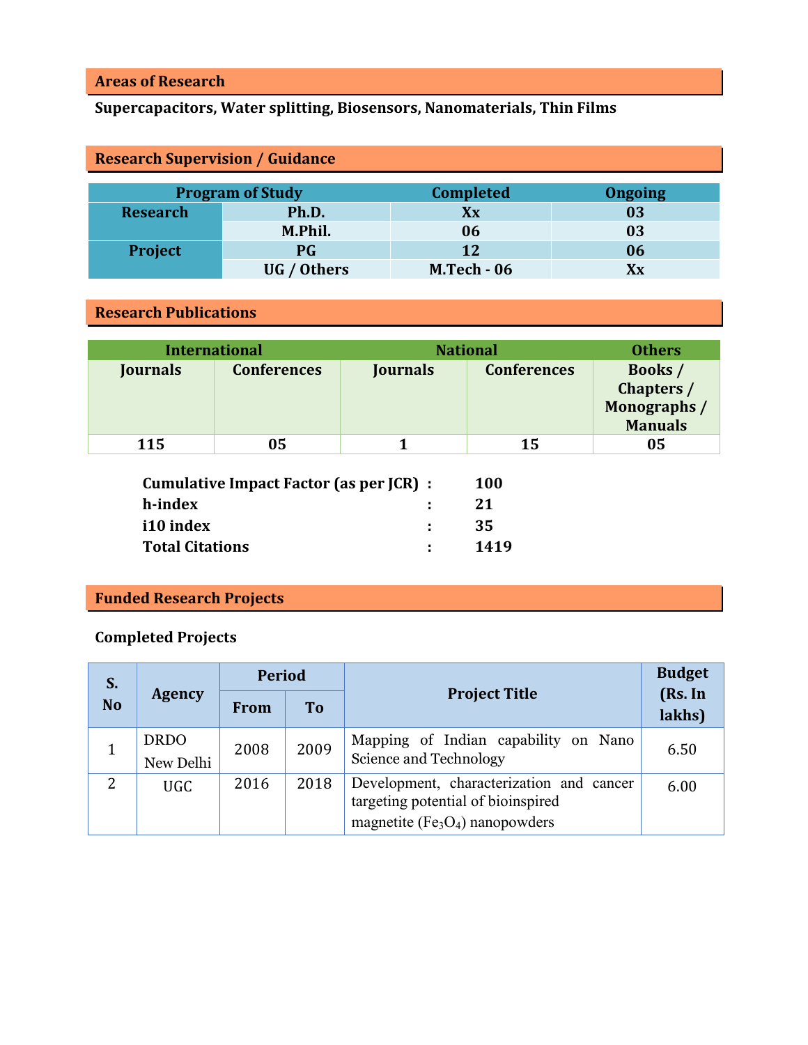## Areas of Research

**Supercapacitors, Water splitting, Biosensors, Nanomaterials, Thin Films**

## Research Supervision / Guidance

| Program of Study | | Completed | Ongoing |
|---|---|---|---|
| Research | Ph.D. | Xx | 03 |
| | M.Phil. | 06 | 03 |
| Project | PG | 12 | 06 |
| | UG / Others | M.Tech - 06 | Xx |

## Research Publications

| International | | National | | Others |
|---|---|---|---|---|
| Journals | Conferences | Journals | Conferences | Books / Chapters / Monographs / Manuals |
| 115 | 05 | 1 | 15 | 05 |

**Cumulative Impact Factor (as per JCR)** : **100**
**h-index** : **21**
**i10 index** : **35**
**Total Citations** : **1419**

## Funded Research Projects

### Completed Projects

| S. No | Agency | Period | | Project Title | Budget (Rs. In lakhs) |
|---|---|---|---|---|---|
| | | From | To | | |
| 1 | DRDO New Delhi | 2008 | 2009 | Mapping of Indian capability on Nano Science and Technology | 6.50 |
| 2 | UGC | 2016 | 2018 | Development, characterization and cancer targeting potential of bioinspired magnetite ($Fe_3O_4$) nanopowders | 6.00 |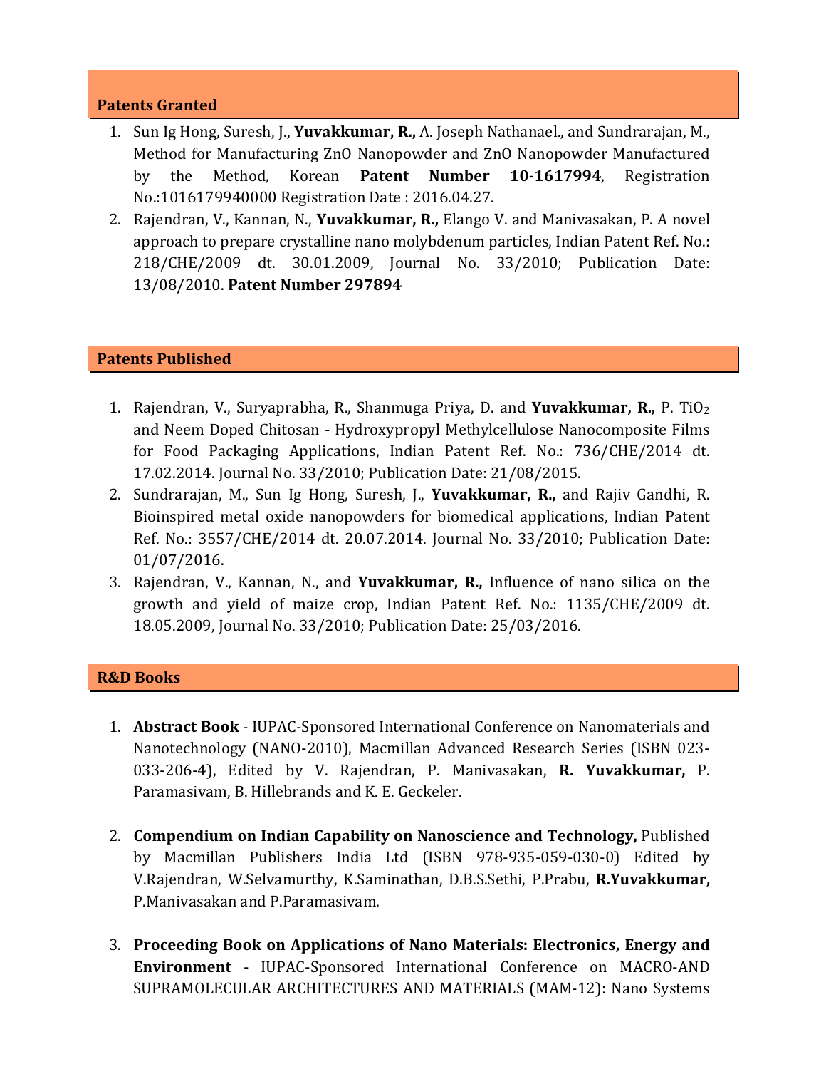## Patents Granted

1. Sun Ig Hong, Suresh, J., **Yuvakkumar, R.,** A. Joseph Nathanael., and Sundrarajan, M., Method for Manufacturing ZnO Nanopowder and ZnO Nanopowder Manufactured by the Method, Korean **Patent Number 10-1617994**, Registration No.:1016179940000 Registration Date : 2016.04.27.
2. Rajendran, V., Kannan, N., **Yuvakkumar, R.,** Elango V. and Manivasakan, P. A novel approach to prepare crystalline nano molybdenum particles, Indian Patent Ref. No.: 218/CHE/2009 dt. 30.01.2009, Journal No. 33/2010; Publication Date: 13/08/2010. **Patent Number 297894**

## Patents Published

1. Rajendran, V., Suryaprabha, R., Shanmuga Priya, D. and **Yuvakkumar, R.,** P. $TiO_2$ and Neem Doped Chitosan - Hydroxypropyl Methylcellulose Nanocomposite Films for Food Packaging Applications, Indian Patent Ref. No.: 736/CHE/2014 dt. 17.02.2014. Journal No. 33/2010; Publication Date: 21/08/2015.
2. Sundrarajan, M., Sun Ig Hong, Suresh, J., **Yuvakkumar, R.,** and Rajiv Gandhi, R. Bioinspired metal oxide nanopowders for biomedical applications, Indian Patent Ref. No.: 3557/CHE/2014 dt. 20.07.2014. Journal No. 33/2010; Publication Date: 01/07/2016.
3. Rajendran, V., Kannan, N., and **Yuvakkumar, R.,** Influence of nano silica on the growth and yield of maize crop, Indian Patent Ref. No.: 1135/CHE/2009 dt. 18.05.2009, Journal No. 33/2010; Publication Date: 25/03/2016.

## R&D Books

1. **Abstract Book** - IUPAC-Sponsored International Conference on Nanomaterials and Nanotechnology (NANO-2010), Macmillan Advanced Research Series (ISBN 023-033-206-4), Edited by V. Rajendran, P. Manivasakan, **R. Yuvakkumar,** P. Paramasivam, B. Hillebrands and K. E. Geckeler.

2. **Compendium on Indian Capability on Nanoscience and Technology,** Published by Macmillan Publishers India Ltd (ISBN 978-935-059-030-0) Edited by V.Rajendran, W.Selvamurthy, K.Saminathan, D.B.S.Sethi, P.Prabu, **R.Yuvakkumar,** P.Manivasakan and P.Paramasivam.

3. **Proceeding Book on Applications of Nano Materials: Electronics, Energy and Environment** - IUPAC-Sponsored International Conference on MACRO-AND SUPRAMOLECULAR ARCHITECTURES AND MATERIALS (MAM-12): Nano Systems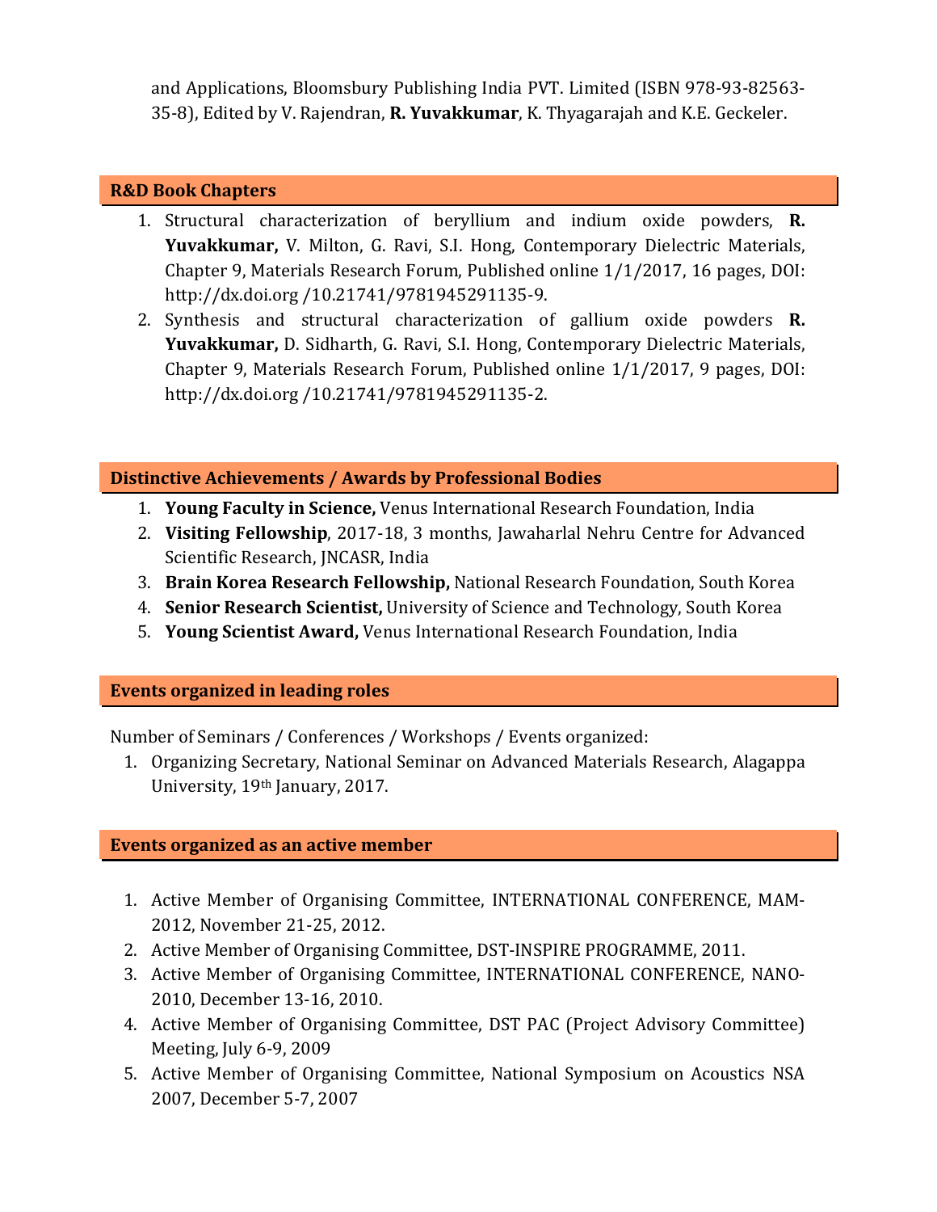and Applications, Bloomsbury Publishing India PVT. Limited (ISBN 978-93-82563-35-8), Edited by V. Rajendran, **R. Yuvakkumar**, K. Thyagarajah and K.E. Geckeler.

## R&D Book Chapters

1. Structural characterization of beryllium and indium oxide powders, **R. Yuvakkumar,** V. Milton, G. Ravi, S.I. Hong, Contemporary Dielectric Materials, Chapter 9, Materials Research Forum, Published online 1/1/2017, 16 pages, DOI: http://dx.doi.org /10.21741/9781945291135-9.
2. Synthesis and structural characterization of gallium oxide powders **R. Yuvakkumar,** D. Sidharth, G. Ravi, S.I. Hong, Contemporary Dielectric Materials, Chapter 9, Materials Research Forum, Published online 1/1/2017, 9 pages, DOI: http://dx.doi.org /10.21741/9781945291135-2.

## Distinctive Achievements / Awards by Professional Bodies

1. **Young Faculty in Science,** Venus International Research Foundation, India
2. **Visiting Fellowship**, 2017-18, 3 months, Jawaharlal Nehru Centre for Advanced Scientific Research, JNCASR, India
3. **Brain Korea Research Fellowship,** National Research Foundation, South Korea
4. **Senior Research Scientist,** University of Science and Technology, South Korea
5. **Young Scientist Award,** Venus International Research Foundation, India

## Events organized in leading roles

Number of Seminars / Conferences / Workshops / Events organized:

1. Organizing Secretary, National Seminar on Advanced Materials Research, Alagappa University, 19th January, 2017.

## Events organized as an active member

1. Active Member of Organising Committee, INTERNATIONAL CONFERENCE, MAM-2012, November 21-25, 2012.
2. Active Member of Organising Committee, DST-INSPIRE PROGRAMME, 2011.
3. Active Member of Organising Committee, INTERNATIONAL CONFERENCE, NANO-2010, December 13-16, 2010.
4. Active Member of Organising Committee, DST PAC (Project Advisory Committee) Meeting, July 6-9, 2009
5. Active Member of Organising Committee, National Symposium on Acoustics NSA 2007, December 5-7, 2007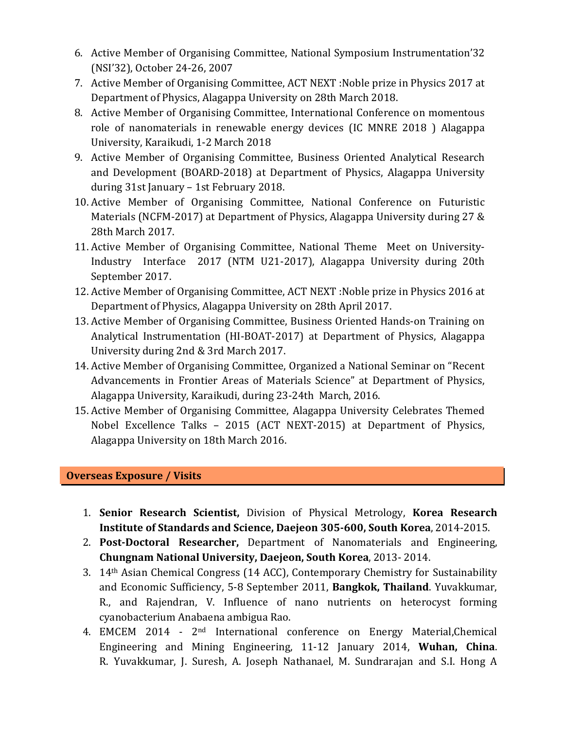6. Active Member of Organising Committee, National Symposium Instrumentation'32 (NSI'32), October 24-26, 2007
7. Active Member of Organising Committee, ACT NEXT :Noble prize in Physics 2017 at Department of Physics, Alagappa University on 28th March 2018.
8. Active Member of Organising Committee, International Conference on momentous role of nanomaterials in renewable energy devices (IC MNRE 2018 ) Alagappa University, Karaikudi, 1-2 March 2018
9. Active Member of Organising Committee, Business Oriented Analytical Research and Development (BOARD-2018) at Department of Physics, Alagappa University during 31st January – 1st February 2018.
10. Active Member of Organising Committee, National Conference on Futuristic Materials (NCFM-2017) at Department of Physics, Alagappa University during 27 & 28th March 2017.
11. Active Member of Organising Committee, National Theme Meet on University-Industry Interface 2017 (NTM U21-2017), Alagappa University during 20th September 2017.
12. Active Member of Organising Committee, ACT NEXT :Noble prize in Physics 2016 at Department of Physics, Alagappa University on 28th April 2017.
13. Active Member of Organising Committee, Business Oriented Hands-on Training on Analytical Instrumentation (HI-BOAT-2017) at Department of Physics, Alagappa University during 2nd & 3rd March 2017.
14. Active Member of Organising Committee, Organized a National Seminar on "Recent Advancements in Frontier Areas of Materials Science" at Department of Physics, Alagappa University, Karaikudi, during 23-24th March, 2016.
15. Active Member of Organising Committee, Alagappa University Celebrates Themed Nobel Excellence Talks – 2015 (ACT NEXT-2015) at Department of Physics, Alagappa University on 18th March 2016.

## Overseas Exposure / Visits

1. **Senior Research Scientist,** Division of Physical Metrology, **Korea Research Institute of Standards and Science, Daejeon 305-600, South Korea**, 2014-2015.
2. **Post-Doctoral Researcher,** Department of Nanomaterials and Engineering, **Chungnam National University, Daejeon, South Korea**, 2013- 2014.
3. 14th Asian Chemical Congress (14 ACC), Contemporary Chemistry for Sustainability and Economic Sufficiency, 5-8 September 2011, **Bangkok, Thailand**. Yuvakkumar, R., and Rajendran, V. Influence of nano nutrients on heterocyst forming cyanobacterium Anabaena ambigua Rao.
4. EMCEM 2014 - 2nd International conference on Energy Material,Chemical Engineering and Mining Engineering, 11-12 January 2014, **Wuhan, China**. R. Yuvakkumar, J. Suresh, A. Joseph Nathanael, M. Sundrarajan and S.I. Hong A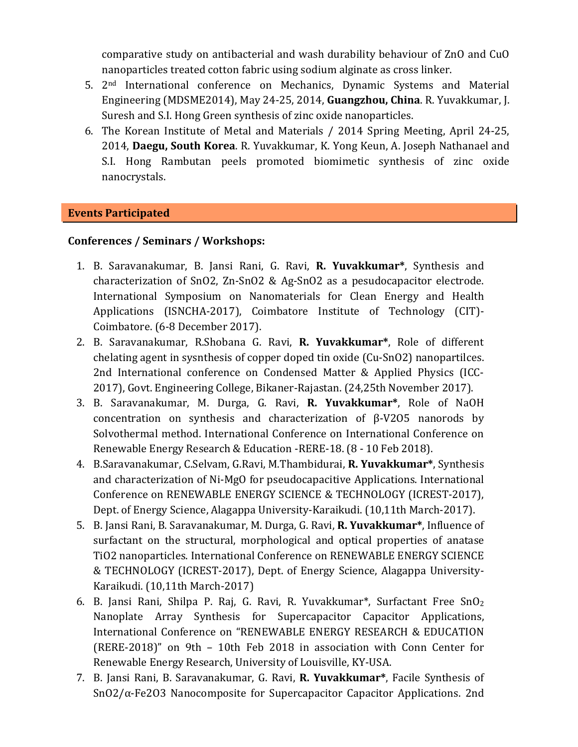comparative study on antibacterial and wash durability behaviour of ZnO and CuO nanoparticles treated cotton fabric using sodium alginate as cross linker.

5. 2nd International conference on Mechanics, Dynamic Systems and Material Engineering (MDSME2014), May 24-25, 2014, **Guangzhou, China**. R. Yuvakkumar, J. Suresh and S.I. Hong Green synthesis of zinc oxide nanoparticles.
6. The Korean Institute of Metal and Materials / 2014 Spring Meeting, April 24-25, 2014, **Daegu, South Korea**. R. Yuvakkumar, K. Yong Keun, A. Joseph Nathanael and S.I. Hong Rambutan peels promoted biomimetic synthesis of zinc oxide nanocrystals.

## Events Participated

### Conferences / Seminars / Workshops:

1. B. Saravanakumar, B. Jansi Rani, G. Ravi, **R. Yuvakkumar***, Synthesis and characterization of SnO2, Zn-SnO2 & Ag-SnO2 as a pesudocapacitor electrode. International Symposium on Nanomaterials for Clean Energy and Health Applications (ISNCHA-2017), Coimbatore Institute of Technology (CIT)-Coimbatore. (6-8 December 2017).
2. B. Saravanakumar, R.Shobana G. Ravi, **R. Yuvakkumar***, Role of different chelating agent in sysnthesis of copper doped tin oxide (Cu-SnO2) nanopartilces. 2nd International conference on Condensed Matter & Applied Physics (ICC-2017), Govt. Engineering College, Bikaner-Rajastan. (24,25th November 2017).
3. B. Saravanakumar, M. Durga, G. Ravi, **R. Yuvakkumar***, Role of NaOH concentration on synthesis and characterization of β-V2O5 nanorods by Solvothermal method. International Conference on International Conference on Renewable Energy Research & Education -RERE-18. (8 - 10 Feb 2018).
4. B.Saravanakumar, C.Selvam, G.Ravi, M.Thambidurai, **R. Yuvakkumar***, Synthesis and characterization of Ni-MgO for pseudocapacitive Applications. International Conference on RENEWABLE ENERGY SCIENCE & TECHNOLOGY (ICREST-2017), Dept. of Energy Science, Alagappa University-Karaikudi. (10,11th March-2017).
5. B. Jansi Rani, B. Saravanakumar, M. Durga, G. Ravi, **R. Yuvakkumar***, Influence of surfactant on the structural, morphological and optical properties of anatase TiO2 nanoparticles. International Conference on RENEWABLE ENERGY SCIENCE & TECHNOLOGY (ICREST-2017), Dept. of Energy Science, Alagappa University-Karaikudi. (10,11th March-2017)
6. B. Jansi Rani, Shilpa P. Raj, G. Ravi, R. Yuvakkumar*, Surfactant Free $SnO_2$ Nanoplate Array Synthesis for Supercapacitor Capacitor Applications, International Conference on "RENEWABLE ENERGY RESEARCH & EDUCATION (RERE-2018)" on 9th – 10th Feb 2018 in association with Conn Center for Renewable Energy Research, University of Louisville, KY-USA.
7. B. Jansi Rani, B. Saravanakumar, G. Ravi, **R. Yuvakkumar***, Facile Synthesis of SnO2/α-Fe2O3 Nanocomposite for Supercapacitor Capacitor Applications. 2nd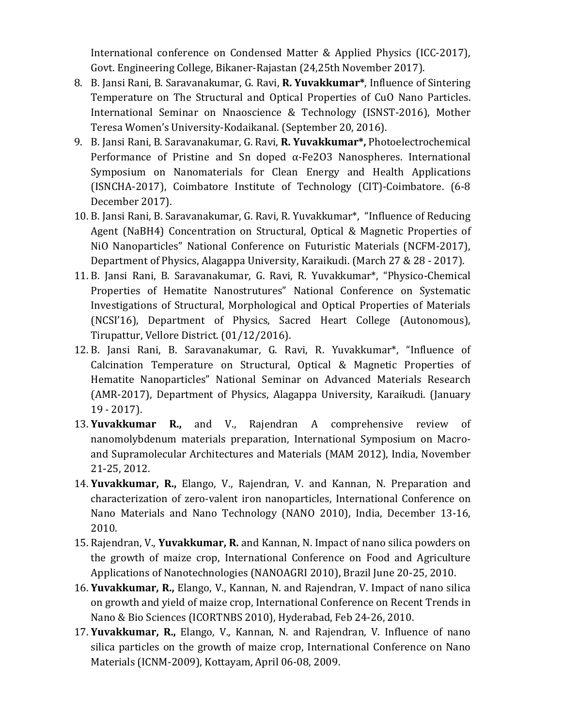International conference on Condensed Matter & Applied Physics (ICC-2017), Govt. Engineering College, Bikaner-Rajastan (24,25th November 2017).

8. B. Jansi Rani, B. Saravanakumar, G. Ravi, **R. Yuvakkumar***, Influence of Sintering Temperature on The Structural and Optical Properties of CuO Nano Particles. International Seminar on Nnaoscience & Technology (ISNST-2016), Mother Teresa Women's University-Kodaikanal. (September 20, 2016).
9. B. Jansi Rani, B. Saravanakumar, G. Ravi, **R. Yuvakkumar*,** Photoelectrochemical Performance of Pristine and Sn doped α-$Fe_2O_3$ Nanospheres. International Symposium on Nanomaterials for Clean Energy and Health Applications (ISNCHA-2017), Coimbatore Institute of Technology (CIT)-Coimbatore. (6-8 December 2017).
10. B. Jansi Rani, B. Saravanakumar, G. Ravi, R. Yuvakkumar*, "Influence of Reducing Agent ($NaBH_4$) Concentration on Structural, Optical & Magnetic Properties of NiO Nanoparticles" National Conference on Futuristic Materials (NCFM-2017), Department of Physics, Alagappa University, Karaikudi. (March 27 & 28 - 2017).
11. B. Jansi Rani, B. Saravanakumar, G. Ravi, R. Yuvakkumar*, "Physico-Chemical Properties of Hematite Nanostrutures" National Conference on Systematic Investigations of Structural, Morphological and Optical Properties of Materials (NCSI'16), Department of Physics, Sacred Heart College (Autonomous), Tirupattur, Vellore District. (01/12/2016).
12. B. Jansi Rani, B. Saravanakumar, G. Ravi, R. Yuvakkumar*, "Influence of Calcination Temperature on Structural, Optical & Magnetic Properties of Hematite Nanoparticles" National Seminar on Advanced Materials Research (AMR-2017), Department of Physics, Alagappa University, Karaikudi. (January 19 - 2017).
13. **Yuvakkumar R.,** and V., Rajendran A comprehensive review of nanomolybdenum materials preparation, International Symposium on Macro- and Supramolecular Architectures and Materials (MAM 2012), India, November 21-25, 2012.
14. **Yuvakkumar, R.,** Elango, V., Rajendran, V. and Kannan, N. Preparation and characterization of zero-valent iron nanoparticles, International Conference on Nano Materials and Nano Technology (NANO 2010), India, December 13-16, 2010.
15. Rajendran, V., **Yuvakkumar, R.** and Kannan, N. Impact of nano silica powders on the growth of maize crop, International Conference on Food and Agriculture Applications of Nanotechnologies (NANOAGRI 2010), Brazil June 20-25, 2010.
16. **Yuvakkumar, R.,** Elango, V., Kannan, N. and Rajendran, V. Impact of nano silica on growth and yield of maize crop, International Conference on Recent Trends in Nano & Bio Sciences (ICORTNBS 2010), Hyderabad, Feb 24-26, 2010.
17. **Yuvakkumar, R.,** Elango, V., Kannan, N. and Rajendran, V. Influence of nano silica particles on the growth of maize crop, International Conference on Nano Materials (ICNM-2009), Kottayam, April 06-08, 2009.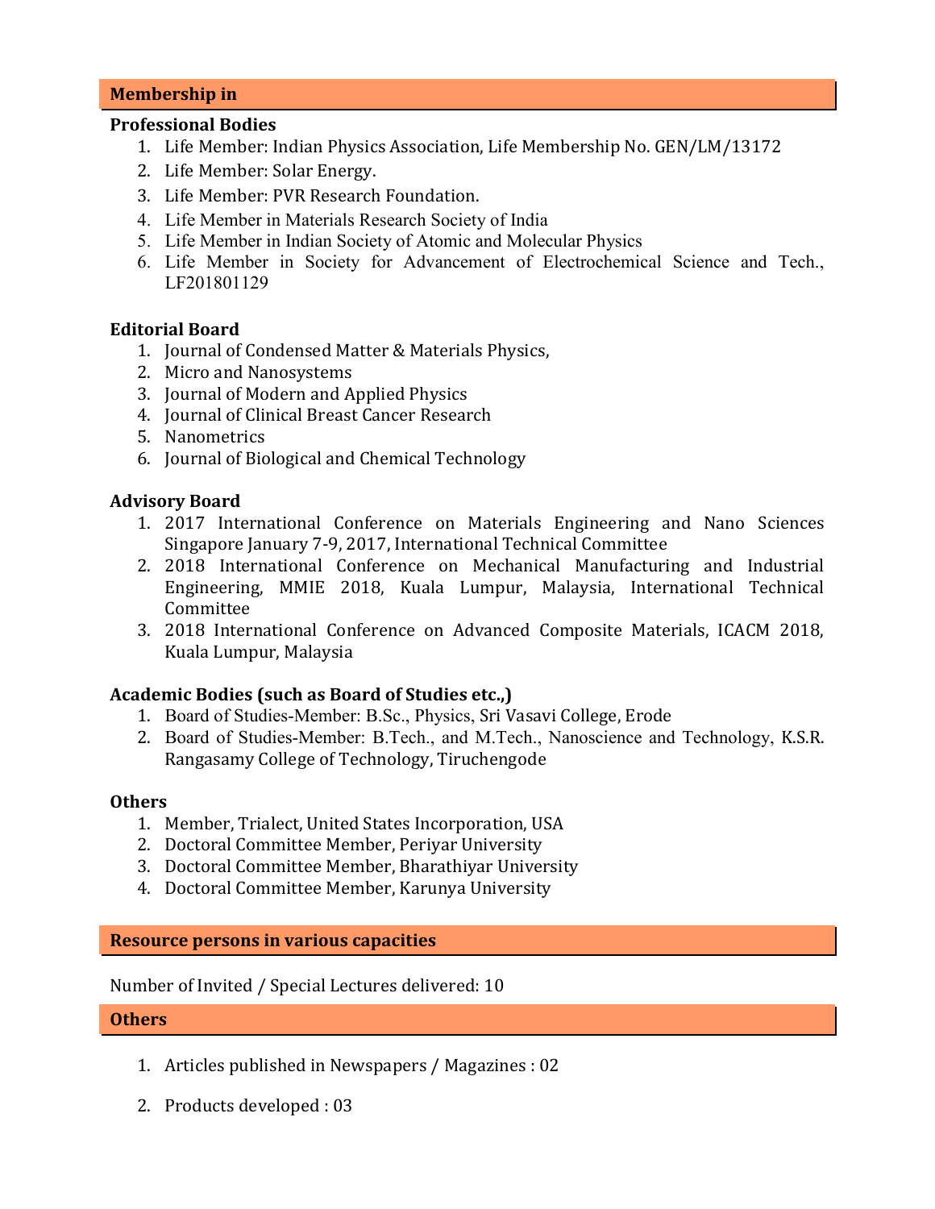## Membership in

### Professional Bodies

1. Life Member: Indian Physics Association, Life Membership No. GEN/LM/13172
2. Life Member: Solar Energy.
3. Life Member: PVR Research Foundation.
4. Life Member in Materials Research Society of India
5. Life Member in Indian Society of Atomic and Molecular Physics
6. Life Member in Society for Advancement of Electrochemical Science and Tech., LF201801129

### Editorial Board

1. Journal of Condensed Matter & Materials Physics,
2. Micro and Nanosystems
3. Journal of Modern and Applied Physics
4. Journal of Clinical Breast Cancer Research
5. Nanometrics
6. Journal of Biological and Chemical Technology

### Advisory Board

1. 2017 International Conference on Materials Engineering and Nano Sciences Singapore January 7-9, 2017, International Technical Committee
2. 2018 International Conference on Mechanical Manufacturing and Industrial Engineering, MMIE 2018, Kuala Lumpur, Malaysia, International Technical Committee
3. 2018 International Conference on Advanced Composite Materials, ICACM 2018, Kuala Lumpur, Malaysia

### Academic Bodies (such as Board of Studies etc.,)

1. Board of Studies-Member: B.Sc., Physics, Sri Vasavi College, Erode
2. Board of Studies-Member: B.Tech., and M.Tech., Nanoscience and Technology, K.S.R. Rangasamy College of Technology, Tiruchengode

### Others

1. Member, Trialect, United States Incorporation, USA
2. Doctoral Committee Member, Periyar University
3. Doctoral Committee Member, Bharathiyar University
4. Doctoral Committee Member, Karunya University

## Resource persons in various capacities

Number of Invited / Special Lectures delivered: 10

## Others

1. Articles published in Newspapers / Magazines : 02
2. Products developed : 03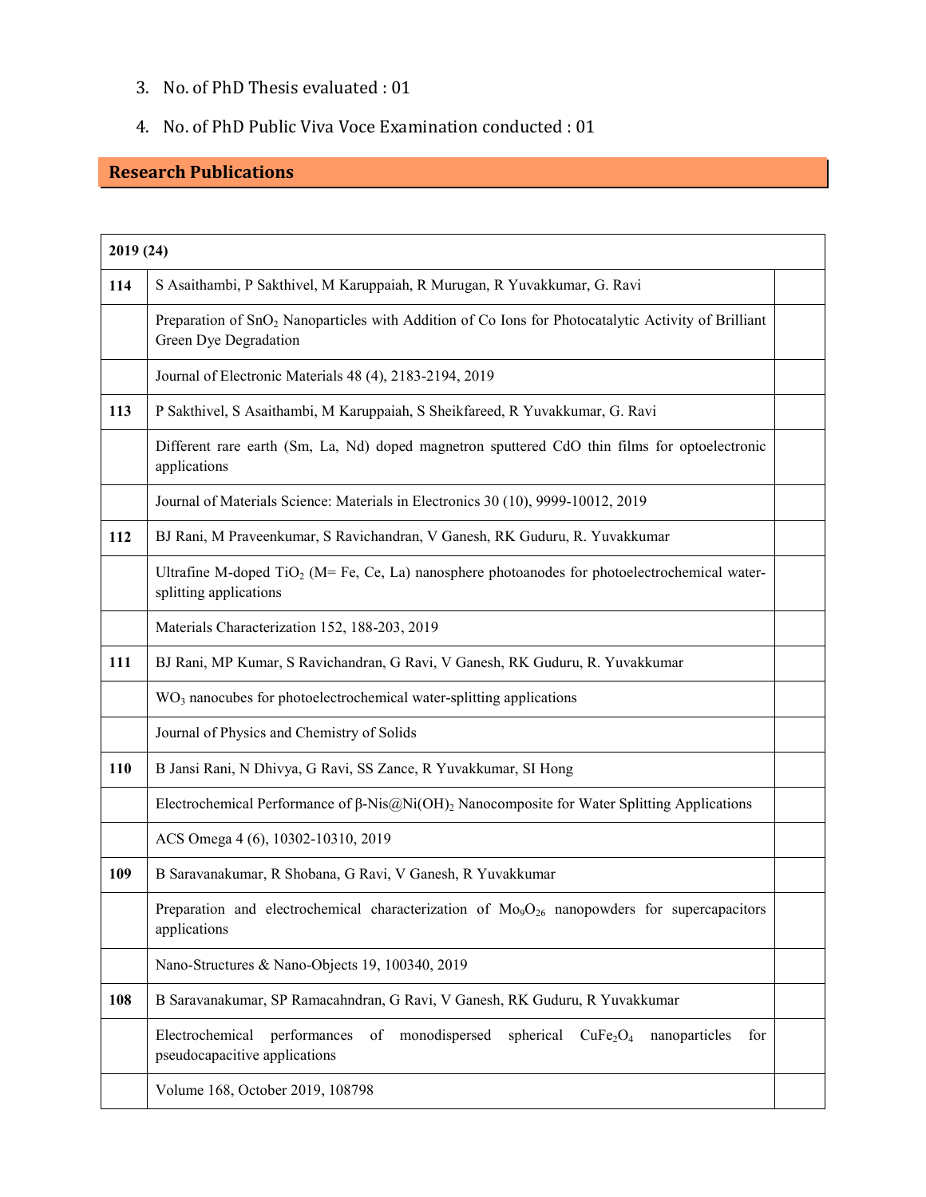3. No. of PhD Thesis evaluated : 01
4. No. of PhD Public Viva Voce Examination conducted : 01

## Research Publications

| 2019 (24) | | |
|---|---|---|
| **114** | S Asaithambi, P Sakthivel, M Karuppaiah, R Murugan, R Yuvakkumar, G. Ravi | |
| | Preparation of $SnO_2$ Nanoparticles with Addition of Co Ions for Photocatalytic Activity of Brilliant Green Dye Degradation | |
| | Journal of Electronic Materials 48 (4), 2183-2194, 2019 | |
| **113** | P Sakthivel, S Asaithambi, M Karuppaiah, S Sheikfareed, R Yuvakkumar, G. Ravi | |
| | Different rare earth (Sm, La, Nd) doped magnetron sputtered CdO thin films for optoelectronic applications | |
| | Journal of Materials Science: Materials in Electronics 30 (10), 9999-10012, 2019 | |
| **112** | BJ Rani, M Praveenkumar, S Ravichandran, V Ganesh, RK Guduru, R. Yuvakkumar | |
| | Ultrafine M-doped $TiO_2$ (M= Fe, Ce, La) nanosphere photoanodes for photoelectrochemical water-splitting applications | |
| | Materials Characterization 152, 188-203, 2019 | |
| **111** | BJ Rani, MP Kumar, S Ravichandran, G Ravi, V Ganesh, RK Guduru, R. Yuvakkumar | |
| | $WO_3$ nanocubes for photoelectrochemical water-splitting applications | |
| | Journal of Physics and Chemistry of Solids | |
| **110** | B Jansi Rani, N Dhivya, G Ravi, SS Zance, R Yuvakkumar, SI Hong | |
| | Electrochemical Performance of β-Nis@$Ni(OH)_2$ Nanocomposite for Water Splitting Applications | |
| | ACS Omega 4 (6), 10302-10310, 2019 | |
| **109** | B Saravanakumar, R Shobana, G Ravi, V Ganesh, R Yuvakkumar | |
| | Preparation and electrochemical characterization of $Mo_9O_{26}$ nanopowders for supercapacitors applications | |
| | Nano-Structures & Nano-Objects 19, 100340, 2019 | |
| **108** | B Saravanakumar, SP Ramacahndran, G Ravi, V Ganesh, RK Guduru, R Yuvakkumar | |
| | Electrochemical performances of monodispersed spherical $CuFe_2O_4$ nanoparticles for pseudocapacitive applications | |
| | Volume 168, October 2019, 108798 | |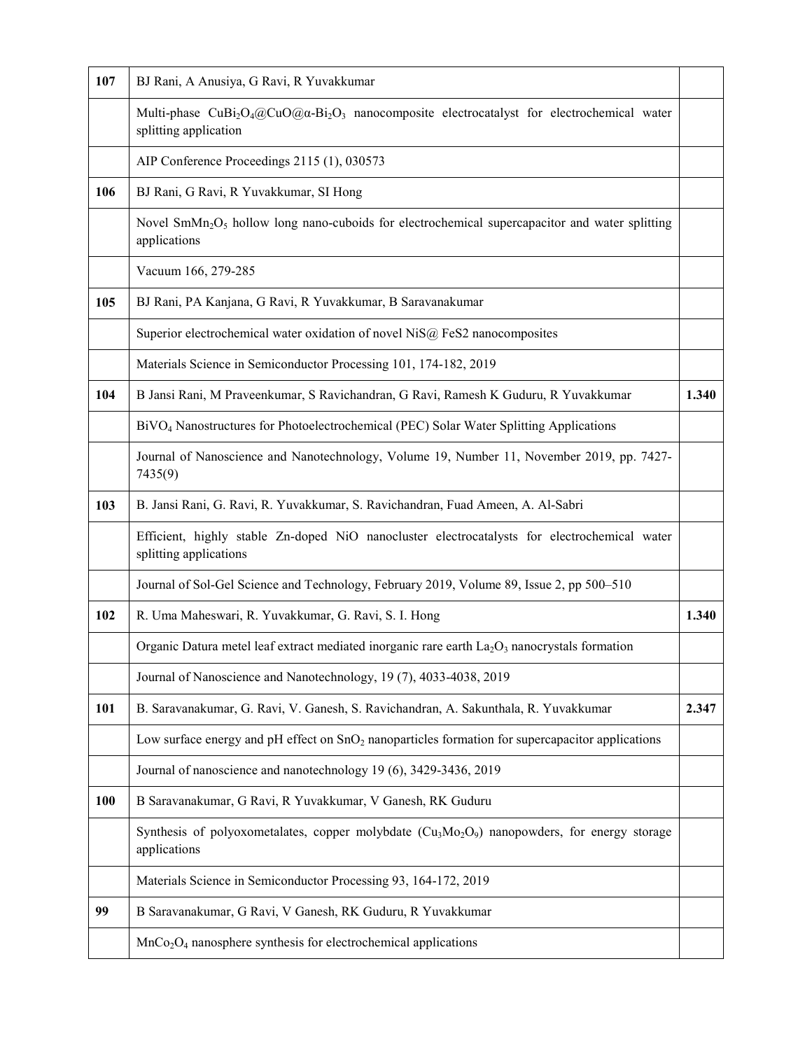| | | |
|---|---|---|
| **107** | BJ Rani, A Anusiya, G Ravi, R Yuvakkumar | |
| | Multi-phase $CuBi_2O_4$@CuO@α-$Bi_2O_3$ nanocomposite electrocatalyst for electrochemical water splitting application | |
| | AIP Conference Proceedings 2115 (1), 030573 | |
| **106** | BJ Rani, G Ravi, R Yuvakkumar, SI Hong | |
| | Novel $SmMn_2O_5$ hollow long nano-cuboids for electrochemical supercapacitor and water splitting applications | |
| | Vacuum 166, 279-285 | |
| **105** | BJ Rani, PA Kanjana, G Ravi, R Yuvakkumar, B Saravanakumar | |
| | Superior electrochemical water oxidation of novel NiS@ FeS2 nanocomposites | |
| | Materials Science in Semiconductor Processing 101, 174-182, 2019 | |
| **104** | B Jansi Rani, M Praveenkumar, S Ravichandran, G Ravi, Ramesh K Guduru, R Yuvakkumar | **1.340** |
| | $BiVO_4$ Nanostructures for Photoelectrochemical (PEC) Solar Water Splitting Applications | |
| | Journal of Nanoscience and Nanotechnology, Volume 19, Number 11, November 2019, pp. 7427-7435(9) | |
| **103** | B. Jansi Rani, G. Ravi, R. Yuvakkumar, S. Ravichandran, Fuad Ameen, A. Al-Sabri | |
| | Efficient, highly stable Zn-doped NiO nanocluster electrocatalysts for electrochemical water splitting applications | |
| | Journal of Sol-Gel Science and Technology, February 2019, Volume 89, Issue 2, pp 500–510 | |
| **102** | R. Uma Maheswari, R. Yuvakkumar, G. Ravi, S. I. Hong | **1.340** |
| | Organic Datura metel leaf extract mediated inorganic rare earth $La_2O_3$ nanocrystals formation | |
| | Journal of Nanoscience and Nanotechnology, 19 (7), 4033-4038, 2019 | |
| **101** | B. Saravanakumar, G. Ravi, V. Ganesh, S. Ravichandran, A. Sakunthala, R. Yuvakkumar | **2.347** |
| | Low surface energy and pH effect on $SnO_2$ nanoparticles formation for supercapacitor applications | |
| | Journal of nanoscience and nanotechnology 19 (6), 3429-3436, 2019 | |
| **100** | B Saravanakumar, G Ravi, R Yuvakkumar, V Ganesh, RK Guduru | |
| | Synthesis of polyoxometalates, copper molybdate ($Cu_3Mo_2O_9$) nanopowders, for energy storage applications | |
| | Materials Science in Semiconductor Processing 93, 164-172, 2019 | |
| **99** | B Saravanakumar, G Ravi, V Ganesh, RK Guduru, R Yuvakkumar | |
| | $MnCo_2O_4$ nanosphere synthesis for electrochemical applications | |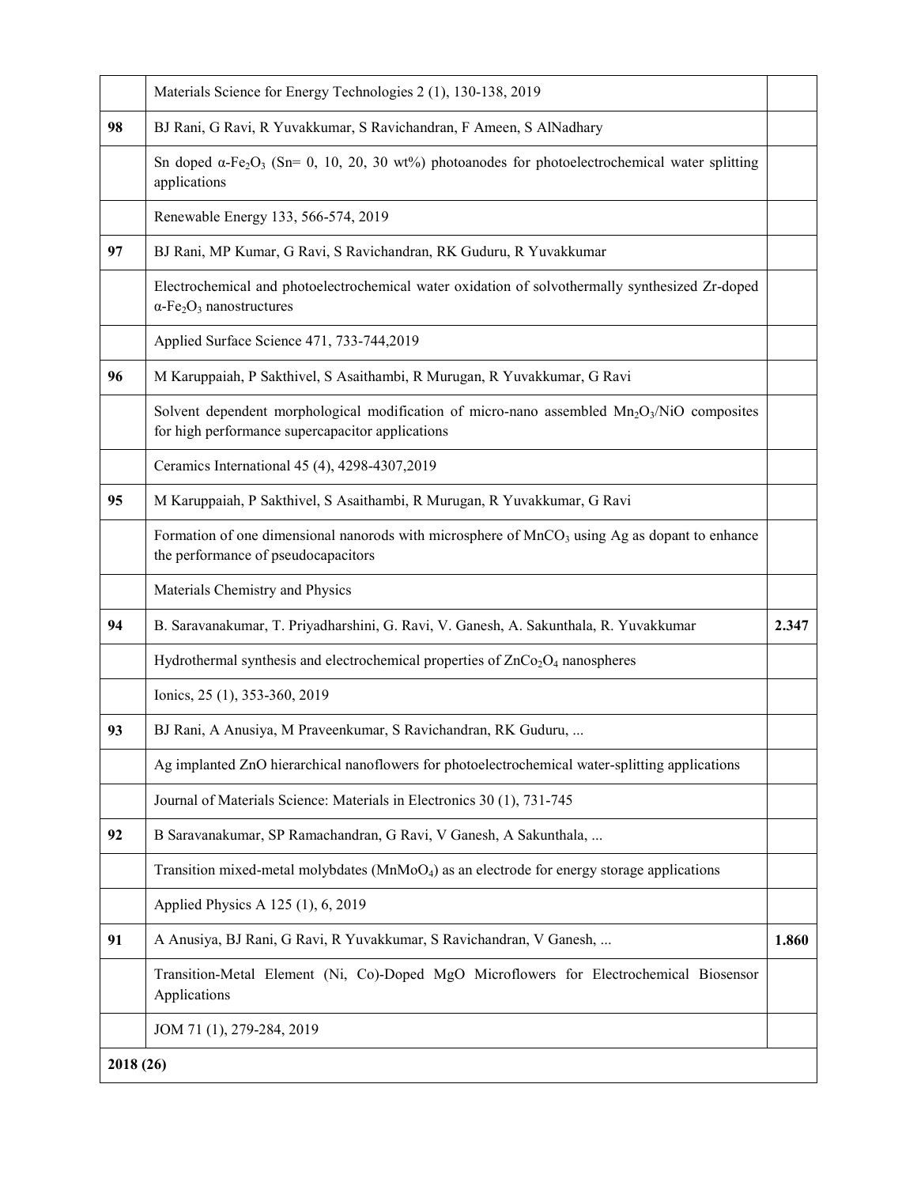| | | |
|---|---|---|
| | Materials Science for Energy Technologies 2 (1), 130-138, 2019 | |
| **98** | BJ Rani, G Ravi, R Yuvakkumar, S Ravichandran, F Ameen, S AlNadhary | |
| | Sn doped α-$Fe_2O_3$ (Sn= 0, 10, 20, 30 wt%) photoanodes for photoelectrochemical water splitting applications | |
| | Renewable Energy 133, 566-574, 2019 | |
| **97** | BJ Rani, MP Kumar, G Ravi, S Ravichandran, RK Guduru, R Yuvakkumar | |
| | Electrochemical and photoelectrochemical water oxidation of solvothermally synthesized Zr-doped α-$Fe_2O_3$ nanostructures | |
| | Applied Surface Science 471, 733-744,2019 | |
| **96** | M Karuppaiah, P Sakthivel, S Asaithambi, R Murugan, R Yuvakkumar, G Ravi | |
| | Solvent dependent morphological modification of micro-nano assembled $Mn_2O_3$/NiO composites for high performance supercapacitor applications | |
| | Ceramics International 45 (4), 4298-4307,2019 | |
| **95** | M Karuppaiah, P Sakthivel, S Asaithambi, R Murugan, R Yuvakkumar, G Ravi | |
| | Formation of one dimensional nanorods with microsphere of $MnCO_3$ using Ag as dopant to enhance the performance of pseudocapacitors | |
| | Materials Chemistry and Physics | |
| **94** | B. Saravanakumar, T. Priyadharshini, G. Ravi, V. Ganesh, A. Sakunthala, R. Yuvakkumar | **2.347** |
| | Hydrothermal synthesis and electrochemical properties of $ZnCo_2O_4$ nanospheres | |
| | Ionics, 25 (1), 353-360, 2019 | |
| **93** | BJ Rani, A Anusiya, M Praveenkumar, S Ravichandran, RK Guduru, ... | |
| | Ag implanted ZnO hierarchical nanoflowers for photoelectrochemical water-splitting applications | |
| | Journal of Materials Science: Materials in Electronics 30 (1), 731-745 | |
| **92** | B Saravanakumar, SP Ramachandran, G Ravi, V Ganesh, A Sakunthala, ... | |
| | Transition mixed-metal molybdates ($MnMoO_4$) as an electrode for energy storage applications | |
| | Applied Physics A 125 (1), 6, 2019 | |
| **91** | A Anusiya, BJ Rani, G Ravi, R Yuvakkumar, S Ravichandran, V Ganesh, ... | **1.860** |
| | Transition-Metal Element (Ni, Co)-Doped MgO Microflowers for Electrochemical Biosensor Applications | |
| | JOM 71 (1), 279-284, 2019 | |
| **2018 (26)** | | |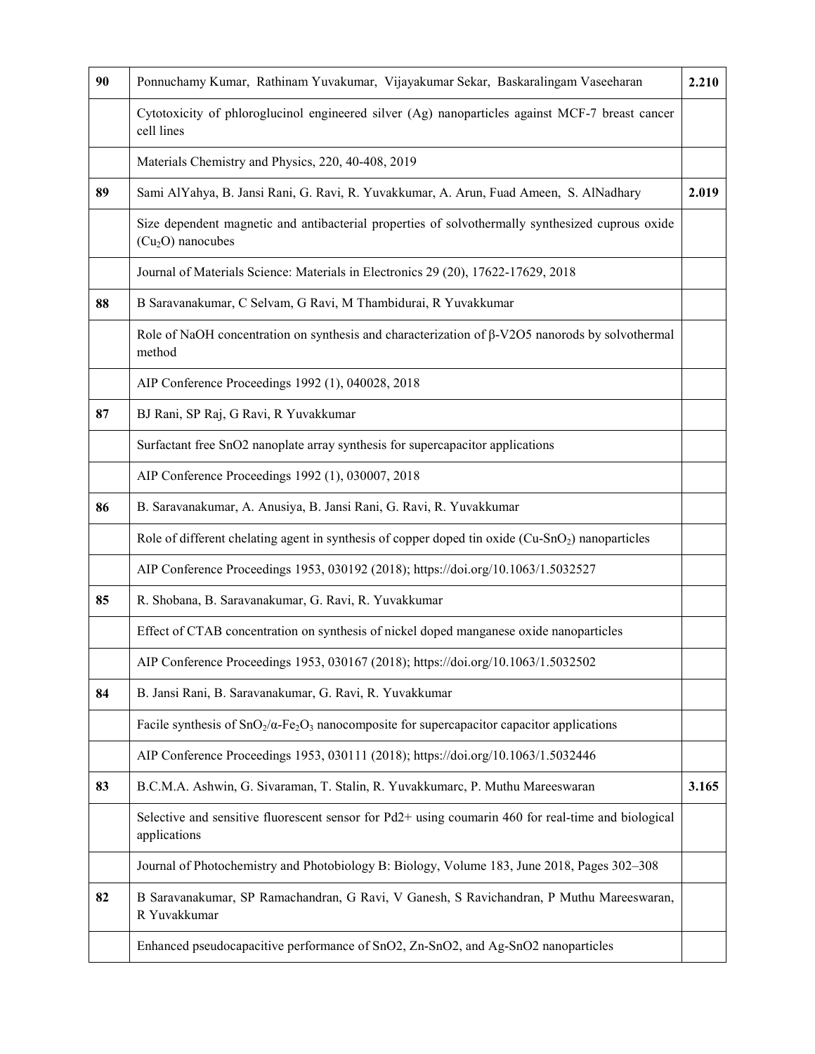| | | |
|---|---|---|
| **90** | Ponnuchamy Kumar, Rathinam Yuvakumar, Vijayakumar Sekar, Baskaralingam Vaseeharan | **2.210** |
| | Cytotoxicity of phloroglucinol engineered silver (Ag) nanoparticles against MCF-7 breast cancer cell lines | |
| | Materials Chemistry and Physics, 220, 40-408, 2019 | |
| **89** | Sami AlYahya, B. Jansi Rani, G. Ravi, R. Yuvakkumar, A. Arun, Fuad Ameen, S. AlNadhary | **2.019** |
| | Size dependent magnetic and antibacterial properties of solvothermally synthesized cuprous oxide ($Cu_2O$) nanocubes | |
| | Journal of Materials Science: Materials in Electronics 29 (20), 17622-17629, 2018 | |
| **88** | B Saravanakumar, C Selvam, G Ravi, M Thambidurai, R Yuvakkumar | |
| | Role of NaOH concentration on synthesis and characterization of β-V2O5 nanorods by solvothermal method | |
| | AIP Conference Proceedings 1992 (1), 040028, 2018 | |
| **87** | BJ Rani, SP Raj, G Ravi, R Yuvakkumar | |
| | Surfactant free SnO2 nanoplate array synthesis for supercapacitor applications | |
| | AIP Conference Proceedings 1992 (1), 030007, 2018 | |
| **86** | B. Saravanakumar, A. Anusiya, B. Jansi Rani, G. Ravi, R. Yuvakkumar | |
| | Role of different chelating agent in synthesis of copper doped tin oxide (Cu-$SnO_2$) nanoparticles | |
| | AIP Conference Proceedings 1953, 030192 (2018); https://doi.org/10.1063/1.5032527 | |
| **85** | R. Shobana, B. Saravanakumar, G. Ravi, R. Yuvakkumar | |
| | Effect of CTAB concentration on synthesis of nickel doped manganese oxide nanoparticles | |
| | AIP Conference Proceedings 1953, 030167 (2018); https://doi.org/10.1063/1.5032502 | |
| **84** | B. Jansi Rani, B. Saravanakumar, G. Ravi, R. Yuvakkumar | |
| | Facile synthesis of $SnO_2$/α-$Fe_2O_3$ nanocomposite for supercapacitor capacitor applications | |
| | AIP Conference Proceedings 1953, 030111 (2018); https://doi.org/10.1063/1.5032446 | |
| **83** | B.C.M.A. Ashwin, G. Sivaraman, T. Stalin, R. Yuvakkumarc, P. Muthu Mareeswaran | **3.165** |
| | Selective and sensitive fluorescent sensor for Pd2+ using coumarin 460 for real-time and biological applications | |
| | Journal of Photochemistry and Photobiology B: Biology, Volume 183, June 2018, Pages 302–308 | |
| **82** | B Saravanakumar, SP Ramachandran, G Ravi, V Ganesh, S Ravichandran, P Muthu Mareeswaran, R Yuvakkumar | |
| | Enhanced pseudocapacitive performance of SnO2, Zn-SnO2, and Ag-SnO2 nanoparticles | |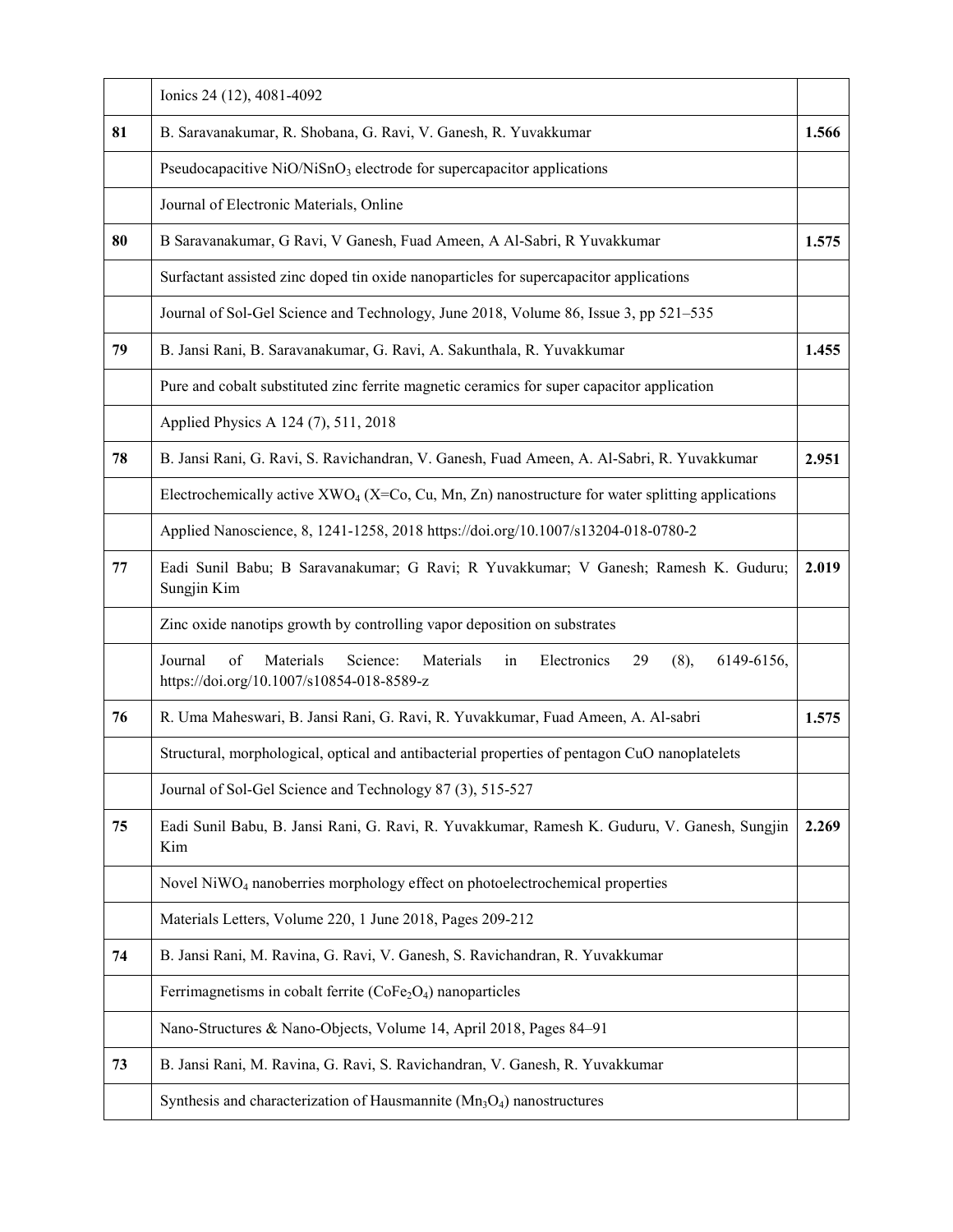| | | |
|---|---|---|
| | Ionics 24 (12), 4081-4092 | |
| **81** | B. Saravanakumar, R. Shobana, G. Ravi, V. Ganesh, R. Yuvakkumar | **1.566** |
| | Pseudocapacitive $NiO/NiSnO_3$ electrode for supercapacitor applications | |
| | Journal of Electronic Materials, Online | |
| **80** | B Saravanakumar, G Ravi, V Ganesh, Fuad Ameen, A Al-Sabri, R Yuvakkumar | **1.575** |
| | Surfactant assisted zinc doped tin oxide nanoparticles for supercapacitor applications | |
| | Journal of Sol-Gel Science and Technology, June 2018, Volume 86, Issue 3, pp 521–535 | |
| **79** | B. Jansi Rani, B. Saravanakumar, G. Ravi, A. Sakunthala, R. Yuvakkumar | **1.455** |
| | Pure and cobalt substituted zinc ferrite magnetic ceramics for super capacitor application | |
| | Applied Physics A 124 (7), 511, 2018 | |
| **78** | B. Jansi Rani, G. Ravi, S. Ravichandran, V. Ganesh, Fuad Ameen, A. Al-Sabri, R. Yuvakkumar | **2.951** |
| | Electrochemically active $XWO_4$ (X=Co, Cu, Mn, Zn) nanostructure for water splitting applications | |
| | Applied Nanoscience, 8, 1241-1258, 2018 https://doi.org/10.1007/s13204-018-0780-2 | |
| **77** | Eadi Sunil Babu; B Saravanakumar; G Ravi; R Yuvakkumar; V Ganesh; Ramesh K. Guduru; Sungjin Kim | **2.019** |
| | Zinc oxide nanotips growth by controlling vapor deposition on substrates | |
| | Journal of Materials Science: Materials in Electronics 29 (8), 6149-6156, https://doi.org/10.1007/s10854-018-8589-z | |
| **76** | R. Uma Maheswari, B. Jansi Rani, G. Ravi, R. Yuvakkumar, Fuad Ameen, A. Al-sabri | **1.575** |
| | Structural, morphological, optical and antibacterial properties of pentagon CuO nanoplatelets | |
| | Journal of Sol-Gel Science and Technology 87 (3), 515-527 | |
| **75** | Eadi Sunil Babu, B. Jansi Rani, G. Ravi, R. Yuvakkumar, Ramesh K. Guduru, V. Ganesh, Sungjin Kim | **2.269** |
| | Novel $NiWO_4$ nanoberries morphology effect on photoelectrochemical properties | |
| | Materials Letters, Volume 220, 1 June 2018, Pages 209-212 | |
| **74** | B. Jansi Rani, M. Ravina, G. Ravi, V. Ganesh, S. Ravichandran, R. Yuvakkumar | |
| | Ferrimagnetisms in cobalt ferrite ($CoFe_2O_4$) nanoparticles | |
| | Nano-Structures & Nano-Objects, Volume 14, April 2018, Pages 84–91 | |
| **73** | B. Jansi Rani, M. Ravina, G. Ravi, S. Ravichandran, V. Ganesh, R. Yuvakkumar | |
| | Synthesis and characterization of Hausmannite ($Mn_3O_4$) nanostructures | |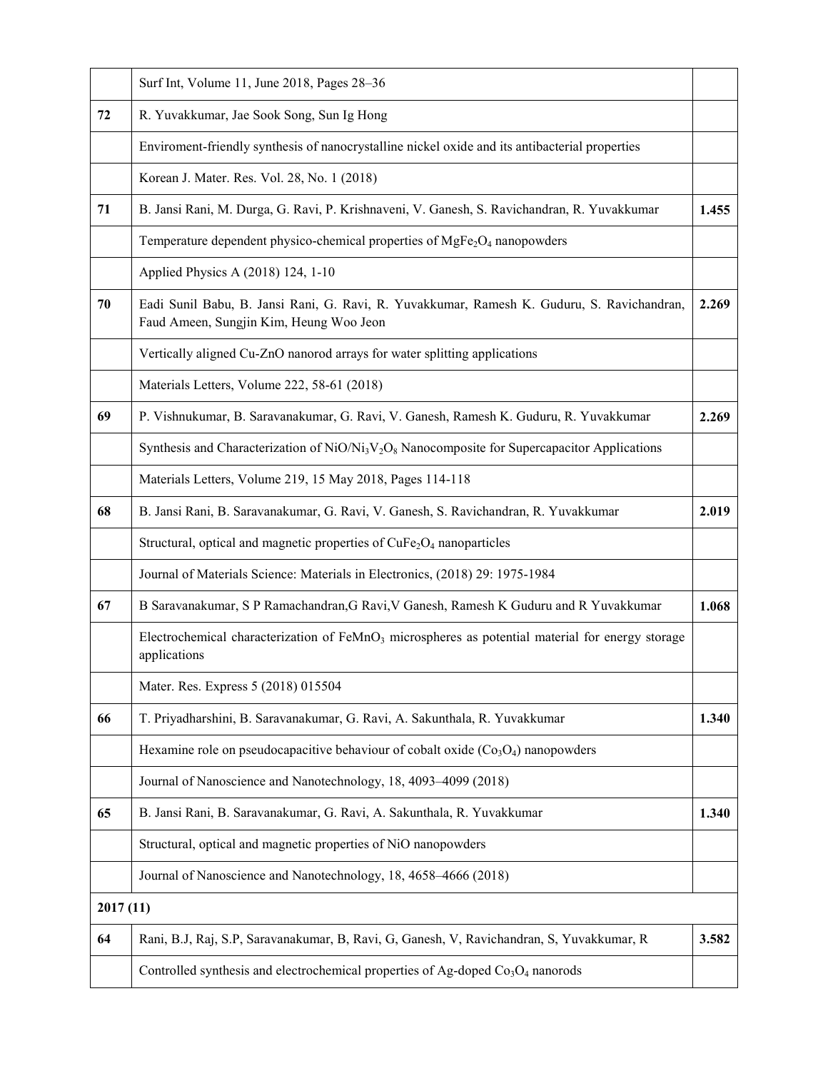| | | |
|---|---|---|
| | Surf Int, Volume 11, June 2018, Pages 28–36 | |
| **72** | R. Yuvakkumar, Jae Sook Song, Sun Ig Hong | |
| | Enviroment-friendly synthesis of nanocrystalline nickel oxide and its antibacterial properties | |
| | Korean J. Mater. Res. Vol. 28, No. 1 (2018) | |
| **71** | B. Jansi Rani, M. Durga, G. Ravi, P. Krishnaveni, V. Ganesh, S. Ravichandran, R. Yuvakkumar | **1.455** |
| | Temperature dependent physico-chemical properties of $MgFe_2O_4$ nanopowders | |
| | Applied Physics A (2018) 124, 1-10 | |
| **70** | Eadi Sunil Babu, B. Jansi Rani, G. Ravi, R. Yuvakkumar, Ramesh K. Guduru, S. Ravichandran, Faud Ameen, Sungjin Kim, Heung Woo Jeon | **2.269** |
| | Vertically aligned Cu-ZnO nanorod arrays for water splitting applications | |
| | Materials Letters, Volume 222, 58-61 (2018) | |
| **69** | P. Vishnukumar, B. Saravanakumar, G. Ravi, V. Ganesh, Ramesh K. Guduru, R. Yuvakkumar | **2.269** |
| | Synthesis and Characterization of $NiO/Ni_3V_2O_8$ Nanocomposite for Supercapacitor Applications | |
| | Materials Letters, Volume 219, 15 May 2018, Pages 114-118 | |
| **68** | B. Jansi Rani, B. Saravanakumar, G. Ravi, V. Ganesh, S. Ravichandran, R. Yuvakkumar | **2.019** |
| | Structural, optical and magnetic properties of $CuFe_2O_4$ nanoparticles | |
| | Journal of Materials Science: Materials in Electronics, (2018) 29: 1975-1984 | |
| **67** | B Saravanakumar, S P Ramachandran,G Ravi,V Ganesh, Ramesh K Guduru and R Yuvakkumar | **1.068** |
| | Electrochemical characterization of $FeMnO_3$ microspheres as potential material for energy storage applications | |
| | Mater. Res. Express 5 (2018) 015504 | |
| **66** | T. Priyadharshini, B. Saravanakumar, G. Ravi, A. Sakunthala, R. Yuvakkumar | **1.340** |
| | Hexamine role on pseudocapacitive behaviour of cobalt oxide ($Co_3O_4$) nanopowders | |
| | Journal of Nanoscience and Nanotechnology, 18, 4093–4099 (2018) | |
| **65** | B. Jansi Rani, B. Saravanakumar, G. Ravi, A. Sakunthala, R. Yuvakkumar | **1.340** |
| | Structural, optical and magnetic properties of NiO nanopowders | |
| | Journal of Nanoscience and Nanotechnology, 18, 4658–4666 (2018) | |
| **2017 (11)** | | |
| **64** | Rani, B.J, Raj, S.P, Saravanakumar, B, Ravi, G, Ganesh, V, Ravichandran, S, Yuvakkumar, R | **3.582** |
| | Controlled synthesis and electrochemical properties of Ag-doped $Co_3O_4$ nanorods | |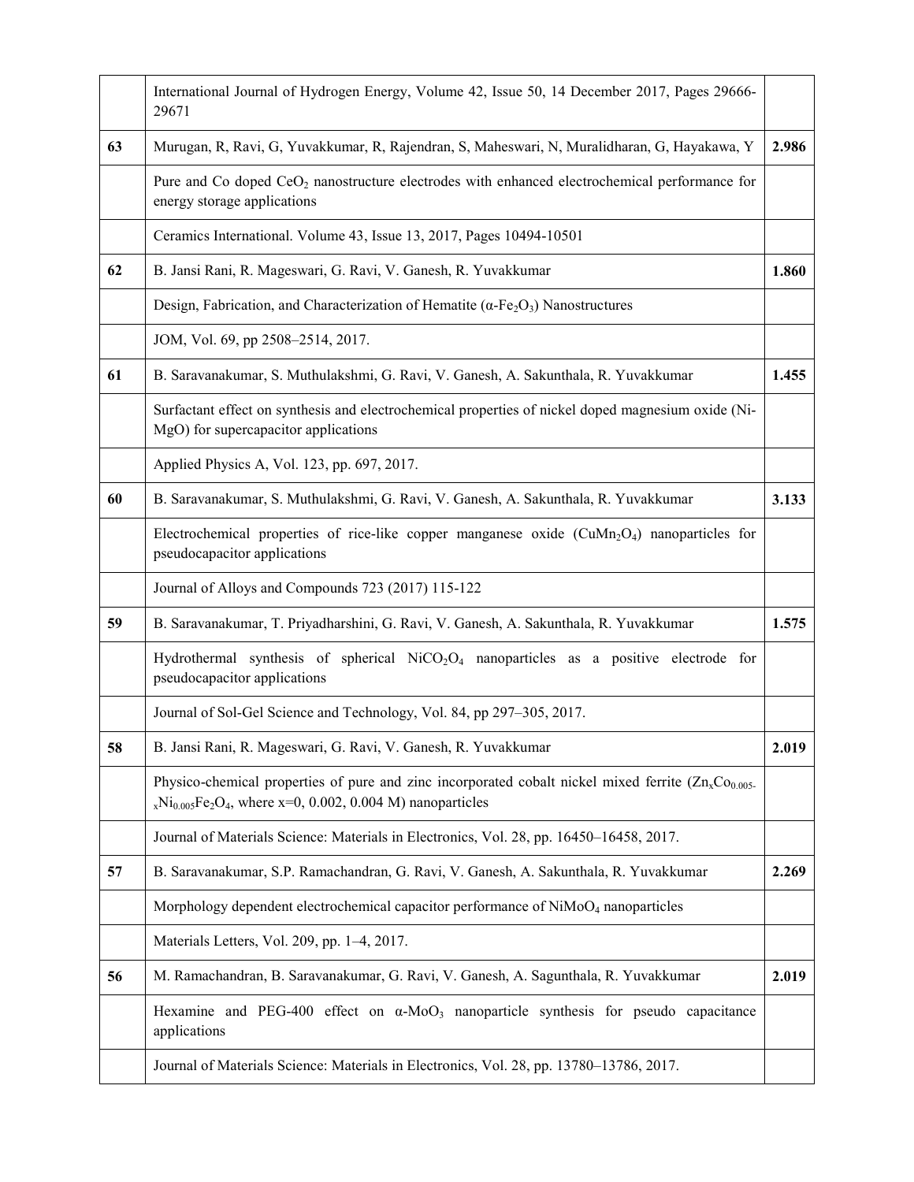| | | |
|---|---|---|
| | International Journal of Hydrogen Energy, Volume 42, Issue 50, 14 December 2017, Pages 29666-29671 | |
| **63** | Murugan, R, Ravi, G, Yuvakkumar, R, Rajendran, S, Maheswari, N, Muralidharan, G, Hayakawa, Y | **2.986** |
| | Pure and Co doped $CeO_2$ nanostructure electrodes with enhanced electrochemical performance for energy storage applications | |
| | Ceramics International. Volume 43, Issue 13, 2017, Pages 10494-10501 | |
| **62** | B. Jansi Rani, R. Mageswari, G. Ravi, V. Ganesh, R. Yuvakkumar | **1.860** |
| | Design, Fabrication, and Characterization of Hematite ($\alpha$-$Fe_2O_3$) Nanostructures | |
| | JOM, Vol. 69, pp 2508–2514, 2017. | |
| **61** | B. Saravanakumar, S. Muthulakshmi, G. Ravi, V. Ganesh, A. Sakunthala, R. Yuvakkumar | **1.455** |
| | Surfactant effect on synthesis and electrochemical properties of nickel doped magnesium oxide (Ni-MgO) for supercapacitor applications | |
| | Applied Physics A, Vol. 123, pp. 697, 2017. | |
| **60** | B. Saravanakumar, S. Muthulakshmi, G. Ravi, V. Ganesh, A. Sakunthala, R. Yuvakkumar | **3.133** |
| | Electrochemical properties of rice-like copper manganese oxide ($CuMn_2O_4$) nanoparticles for pseudocapacitor applications | |
| | Journal of Alloys and Compounds 723 (2017) 115-122 | |
| **59** | B. Saravanakumar, T. Priyadharshini, G. Ravi, V. Ganesh, A. Sakunthala, R. Yuvakkumar | **1.575** |
| | Hydrothermal synthesis of spherical $NiCO_2O_4$ nanoparticles as a positive electrode for pseudocapacitor applications | |
| | Journal of Sol-Gel Science and Technology, Vol. 84, pp 297–305, 2017. | |
| **58** | B. Jansi Rani, R. Mageswari, G. Ravi, V. Ganesh, R. Yuvakkumar | **2.019** |
| | Physico-chemical properties of pure and zinc incorporated cobalt nickel mixed ferrite ($Zn_xCo_{0.005-x}Ni_{0.005}Fe_2O_4$, where x=0, 0.002, 0.004 M) nanoparticles | |
| | Journal of Materials Science: Materials in Electronics, Vol. 28, pp. 16450–16458, 2017. | |
| **57** | B. Saravanakumar, S.P. Ramachandran, G. Ravi, V. Ganesh, A. Sakunthala, R. Yuvakkumar | **2.269** |
| | Morphology dependent electrochemical capacitor performance of $NiMoO_4$ nanoparticles | |
| | Materials Letters, Vol. 209, pp. 1–4, 2017. | |
| **56** | M. Ramachandran, B. Saravanakumar, G. Ravi, V. Ganesh, A. Sagunthala, R. Yuvakkumar | **2.019** |
| | Hexamine and PEG-400 effect on $\alpha$-$MoO_3$ nanoparticle synthesis for pseudo capacitance applications | |
| | Journal of Materials Science: Materials in Electronics, Vol. 28, pp. 13780–13786, 2017. | |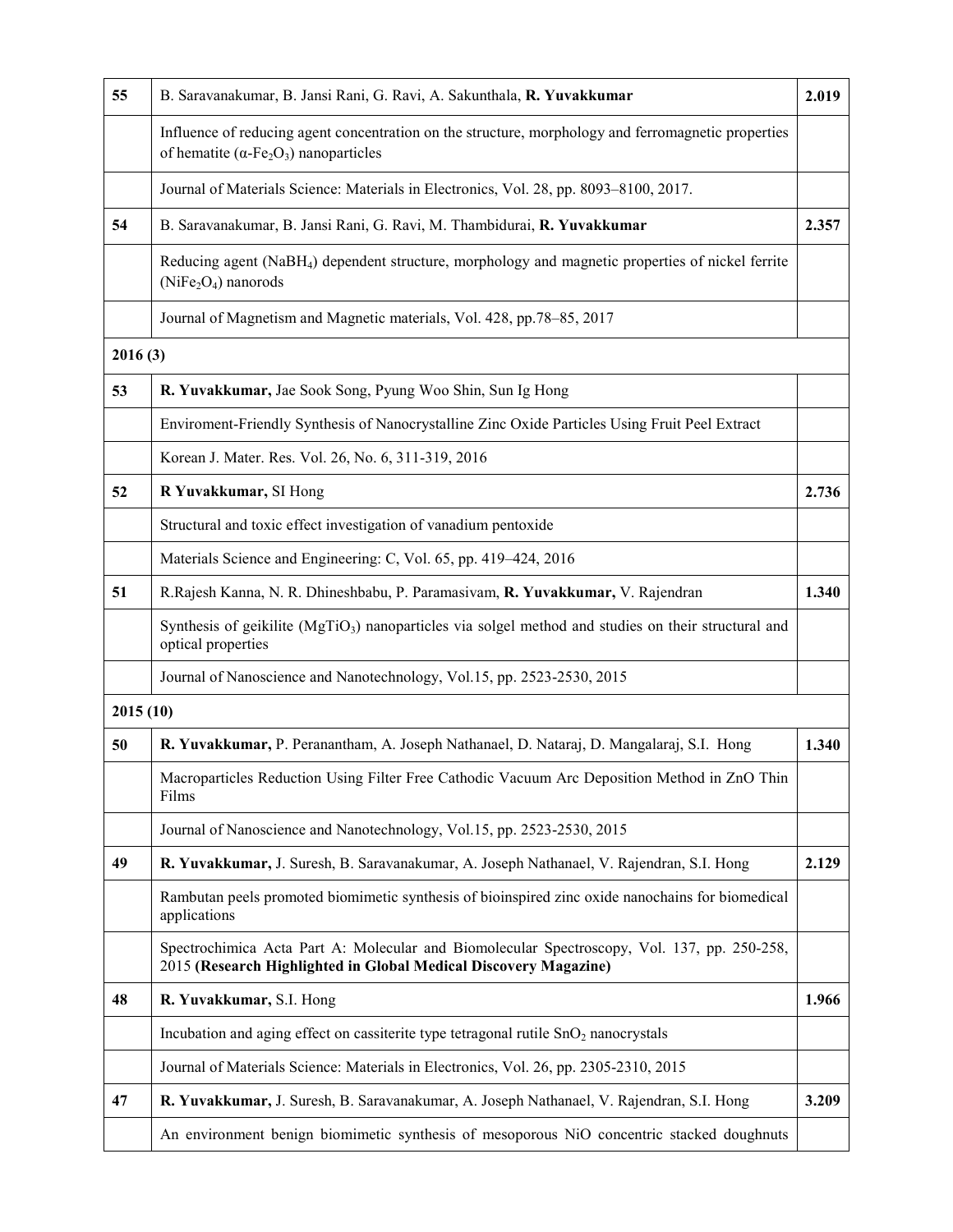| | | |
|---|---|---|
| **55** | B. Saravanakumar, B. Jansi Rani, G. Ravi, A. Sakunthala, **R. Yuvakkumar** | **2.019** |
| | Influence of reducing agent concentration on the structure, morphology and ferromagnetic properties of hematite ($\alpha$-$Fe_2O_3$) nanoparticles | |
| | Journal of Materials Science: Materials in Electronics, Vol. 28, pp. 8093–8100, 2017. | |
| **54** | B. Saravanakumar, B. Jansi Rani, G. Ravi, M. Thambidurai, **R. Yuvakkumar** | **2.357** |
| | Reducing agent ($NaBH_4$) dependent structure, morphology and magnetic properties of nickel ferrite ($NiFe_2O_4$) nanorods | |
| | Journal of Magnetism and Magnetic materials, Vol. 428, pp.78–85, 2017 | |
| **2016 (3)** | | |
| **53** | **R. Yuvakkumar,** Jae Sook Song, Pyung Woo Shin, Sun Ig Hong | |
| | Enviroment-Friendly Synthesis of Nanocrystalline Zinc Oxide Particles Using Fruit Peel Extract | |
| | Korean J. Mater. Res. Vol. 26, No. 6, 311-319, 2016 | |
| **52** | **R Yuvakkumar,** SI Hong | **2.736** |
| | Structural and toxic effect investigation of vanadium pentoxide | |
| | Materials Science and Engineering: C, Vol. 65, pp. 419–424, 2016 | |
| **51** | R.Rajesh Kanna, N. R. Dhineshbabu, P. Paramasivam, **R. Yuvakkumar,** V. Rajendran | **1.340** |
| | Synthesis of geikilite ($MgTiO_3$) nanoparticles via solgel method and studies on their structural and optical properties | |
| | Journal of Nanoscience and Nanotechnology, Vol.15, pp. 2523-2530, 2015 | |
| **2015 (10)** | | |
| **50** | **R. Yuvakkumar,** P. Peranantham, A. Joseph Nathanael, D. Nataraj, D. Mangalaraj, S.I. Hong | **1.340** |
| | Macroparticles Reduction Using Filter Free Cathodic Vacuum Arc Deposition Method in ZnO Thin Films | |
| | Journal of Nanoscience and Nanotechnology, Vol.15, pp. 2523-2530, 2015 | |
| **49** | **R. Yuvakkumar,** J. Suresh, B. Saravanakumar, A. Joseph Nathanael, V. Rajendran, S.I. Hong | **2.129** |
| | Rambutan peels promoted biomimetic synthesis of bioinspired zinc oxide nanochains for biomedical applications | |
| | Spectrochimica Acta Part A: Molecular and Biomolecular Spectroscopy, Vol. 137, pp. 250-258, 2015 **(Research Highlighted in Global Medical Discovery Magazine)** | |
| **48** | **R. Yuvakkumar,** S.I. Hong | **1.966** |
| | Incubation and aging effect on cassiterite type tetragonal rutile $SnO_2$ nanocrystals | |
| | Journal of Materials Science: Materials in Electronics, Vol. 26, pp. 2305-2310, 2015 | |
| **47** | **R. Yuvakkumar,** J. Suresh, B. Saravanakumar, A. Joseph Nathanael, V. Rajendran, S.I. Hong | **3.209** |
| | An environment benign biomimetic synthesis of mesoporous NiO concentric stacked doughnuts | |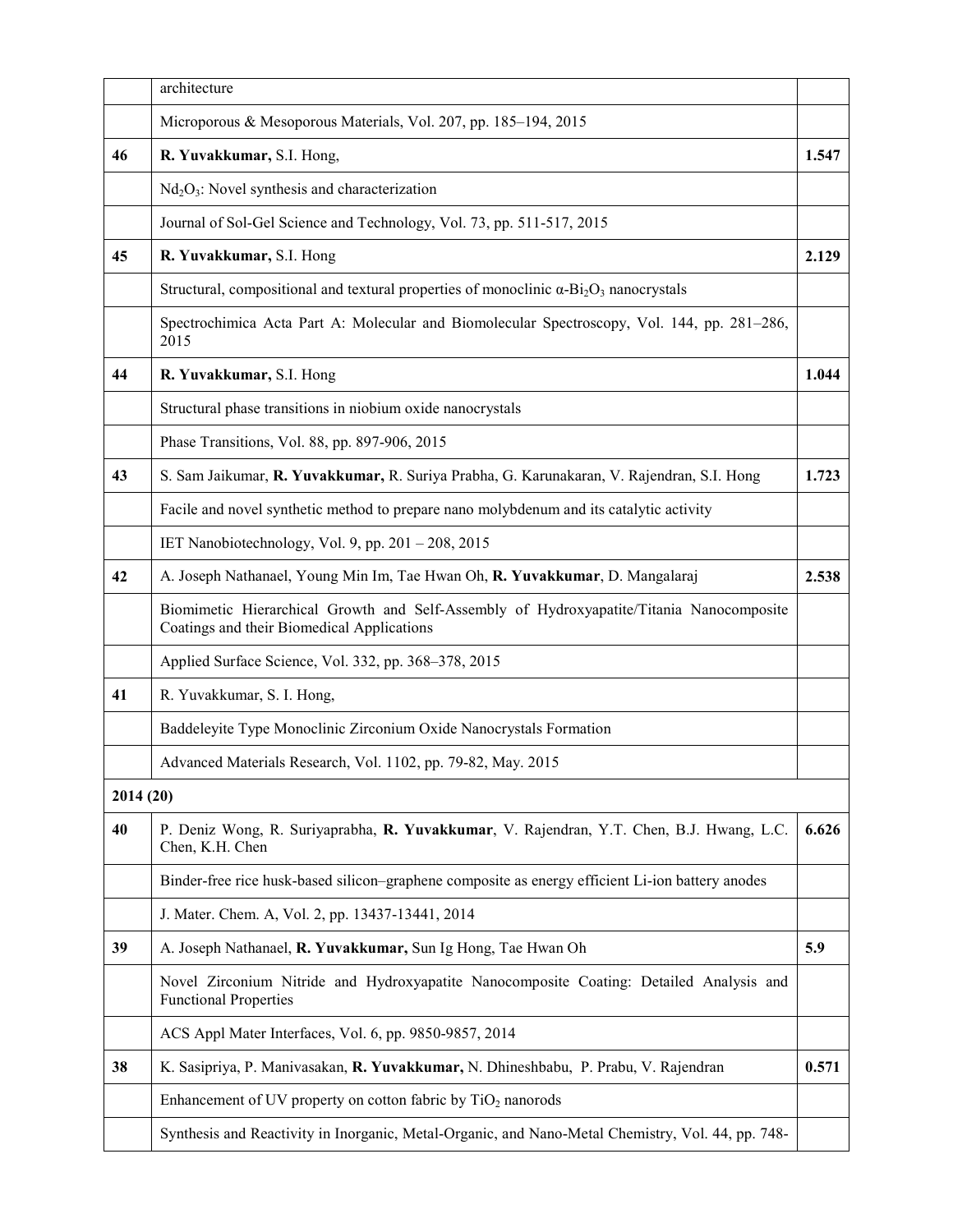| | | |
|---|---|---|
| | architecture | |
| | Microporous & Mesoporous Materials, Vol. 207, pp. 185–194, 2015 | |
| **46** | **R. Yuvakkumar,** S.I. Hong, | **1.547** |
| | $Nd_2O_3$: Novel synthesis and characterization | |
| | Journal of Sol-Gel Science and Technology, Vol. 73, pp. 511-517, 2015 | |
| **45** | **R. Yuvakkumar,** S.I. Hong | **2.129** |
| | Structural, compositional and textural properties of monoclinic $\alpha$-$Bi_2O_3$ nanocrystals | |
| | Spectrochimica Acta Part A: Molecular and Biomolecular Spectroscopy, Vol. 144, pp. 281–286, 2015 | |
| **44** | **R. Yuvakkumar,** S.I. Hong | **1.044** |
| | Structural phase transitions in niobium oxide nanocrystals | |
| | Phase Transitions, Vol. 88, pp. 897-906, 2015 | |
| **43** | S. Sam Jaikumar, **R. Yuvakkumar,** R. Suriya Prabha, G. Karunakaran, V. Rajendran, S.I. Hong | **1.723** |
| | Facile and novel synthetic method to prepare nano molybdenum and its catalytic activity | |
| | IET Nanobiotechnology, Vol. 9, pp. 201 – 208, 2015 | |
| **42** | A. Joseph Nathanael, Young Min Im, Tae Hwan Oh, **R. Yuvakkumar**, D. Mangalaraj | **2.538** |
| | Biomimetic Hierarchical Growth and Self-Assembly of Hydroxyapatite/Titania Nanocomposite Coatings and their Biomedical Applications | |
| | Applied Surface Science, Vol. 332, pp. 368–378, 2015 | |
| **41** | R. Yuvakkumar, S. I. Hong, | |
| | Baddeleyite Type Monoclinic Zirconium Oxide Nanocrystals Formation | |
| | Advanced Materials Research, Vol. 1102, pp. 79-82, May. 2015 | |
| **2014 (20)** | | |
| **40** | P. Deniz Wong, R. Suriyaprabha, **R. Yuvakkumar**, V. Rajendran, Y.T. Chen, B.J. Hwang, L.C. Chen, K.H. Chen | **6.626** |
| | Binder-free rice husk-based silicon–graphene composite as energy efficient Li-ion battery anodes | |
| | J. Mater. Chem. A, Vol. 2, pp. 13437-13441, 2014 | |
| **39** | A. Joseph Nathanael, **R. Yuvakkumar,** Sun Ig Hong, Tae Hwan Oh | **5.9** |
| | Novel Zirconium Nitride and Hydroxyapatite Nanocomposite Coating: Detailed Analysis and Functional Properties | |
| | ACS Appl Mater Interfaces, Vol. 6, pp. 9850-9857, 2014 | |
| **38** | K. Sasipriya, P. Manivasakan, **R. Yuvakkumar,** N. Dhineshbabu, P. Prabu, V. Rajendran | **0.571** |
| | Enhancement of UV property on cotton fabric by $TiO_2$ nanorods | |
| | Synthesis and Reactivity in Inorganic, Metal-Organic, and Nano-Metal Chemistry, Vol. 44, pp. 748- | |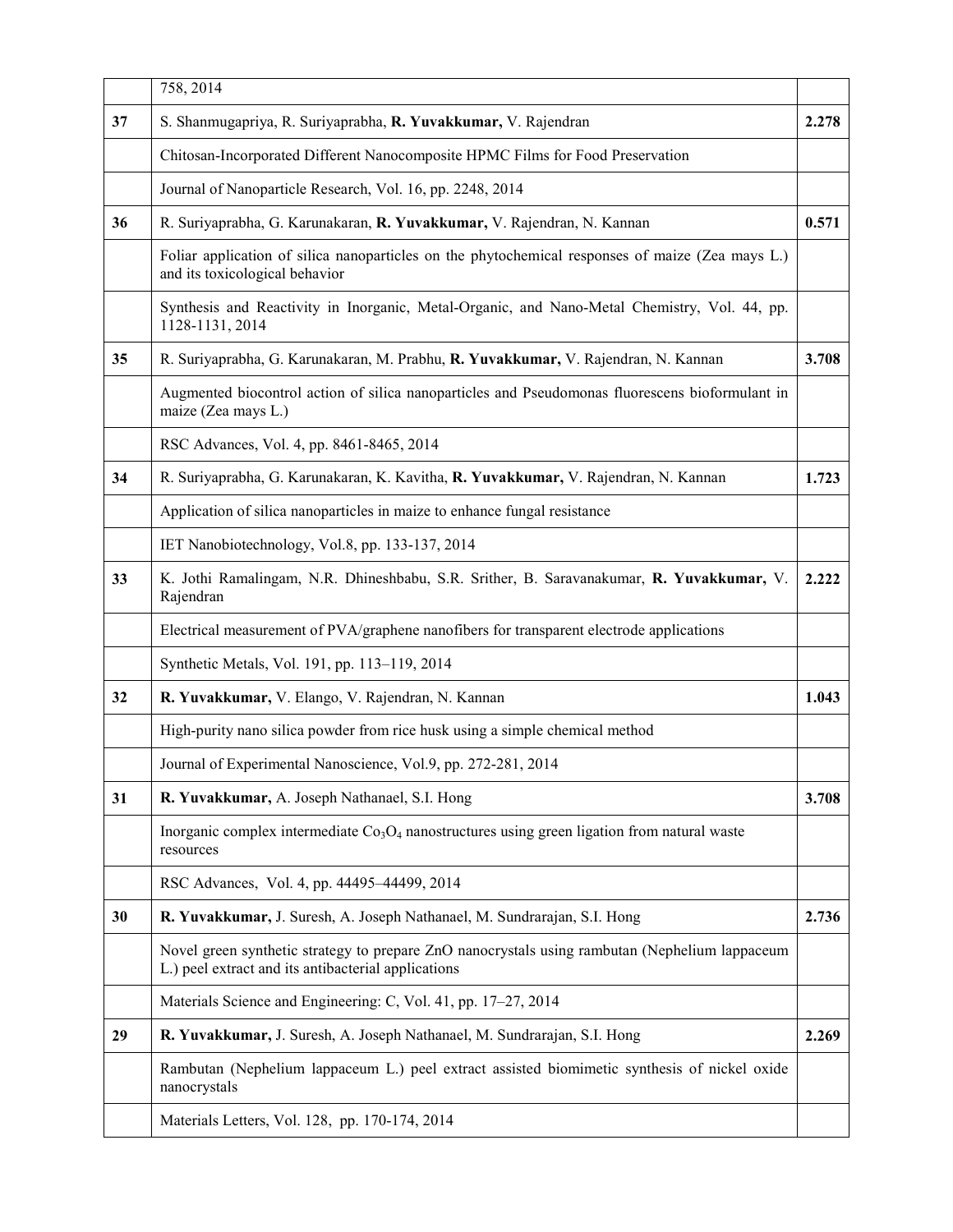| | | |
|---|---|---|
| | 758, 2014 | |
| **37** | S. Shanmugapriya, R. Suriyaprabha, **R. Yuvakkumar,** V. Rajendran | **2.278** |
| | Chitosan-Incorporated Different Nanocomposite HPMC Films for Food Preservation | |
| | Journal of Nanoparticle Research, Vol. 16, pp. 2248, 2014 | |
| **36** | R. Suriyaprabha, G. Karunakaran, **R. Yuvakkumar,** V. Rajendran, N. Kannan | **0.571** |
| | Foliar application of silica nanoparticles on the phytochemical responses of maize (Zea mays L.) and its toxicological behavior | |
| | Synthesis and Reactivity in Inorganic, Metal-Organic, and Nano-Metal Chemistry, Vol. 44, pp. 1128-1131, 2014 | |
| **35** | R. Suriyaprabha, G. Karunakaran, M. Prabhu, **R. Yuvakkumar,** V. Rajendran, N. Kannan | **3.708** |
| | Augmented biocontrol action of silica nanoparticles and Pseudomonas fluorescens bioformulant in maize (Zea mays L.) | |
| | RSC Advances, Vol. 4, pp. 8461-8465, 2014 | |
| **34** | R. Suriyaprabha, G. Karunakaran, K. Kavitha, **R. Yuvakkumar,** V. Rajendran, N. Kannan | **1.723** |
| | Application of silica nanoparticles in maize to enhance fungal resistance | |
| | IET Nanobiotechnology, Vol.8, pp. 133-137, 2014 | |
| **33** | K. Jothi Ramalingam, N.R. Dhineshbabu, S.R. Srither, B. Saravanakumar, **R. Yuvakkumar,** V. Rajendran | **2.222** |
| | Electrical measurement of PVA/graphene nanofibers for transparent electrode applications | |
| | Synthetic Metals, Vol. 191, pp. 113–119, 2014 | |
| **32** | **R. Yuvakkumar,** V. Elango, V. Rajendran, N. Kannan | **1.043** |
| | High-purity nano silica powder from rice husk using a simple chemical method | |
| | Journal of Experimental Nanoscience, Vol.9, pp. 272-281, 2014 | |
| **31** | **R. Yuvakkumar,** A. Joseph Nathanael, S.I. Hong | **3.708** |
| | Inorganic complex intermediate $Co_3O_4$ nanostructures using green ligation from natural waste resources | |
| | RSC Advances, Vol. 4, pp. 44495–44499, 2014 | |
| **30** | **R. Yuvakkumar,** J. Suresh, A. Joseph Nathanael, M. Sundrarajan, S.I. Hong | **2.736** |
| | Novel green synthetic strategy to prepare ZnO nanocrystals using rambutan (Nephelium lappaceum L.) peel extract and its antibacterial applications | |
| | Materials Science and Engineering: C, Vol. 41, pp. 17–27, 2014 | |
| **29** | **R. Yuvakkumar,** J. Suresh, A. Joseph Nathanael, M. Sundrarajan, S.I. Hong | **2.269** |
| | Rambutan (Nephelium lappaceum L.) peel extract assisted biomimetic synthesis of nickel oxide nanocrystals | |
| | Materials Letters, Vol. 128, pp. 170-174, 2014 | |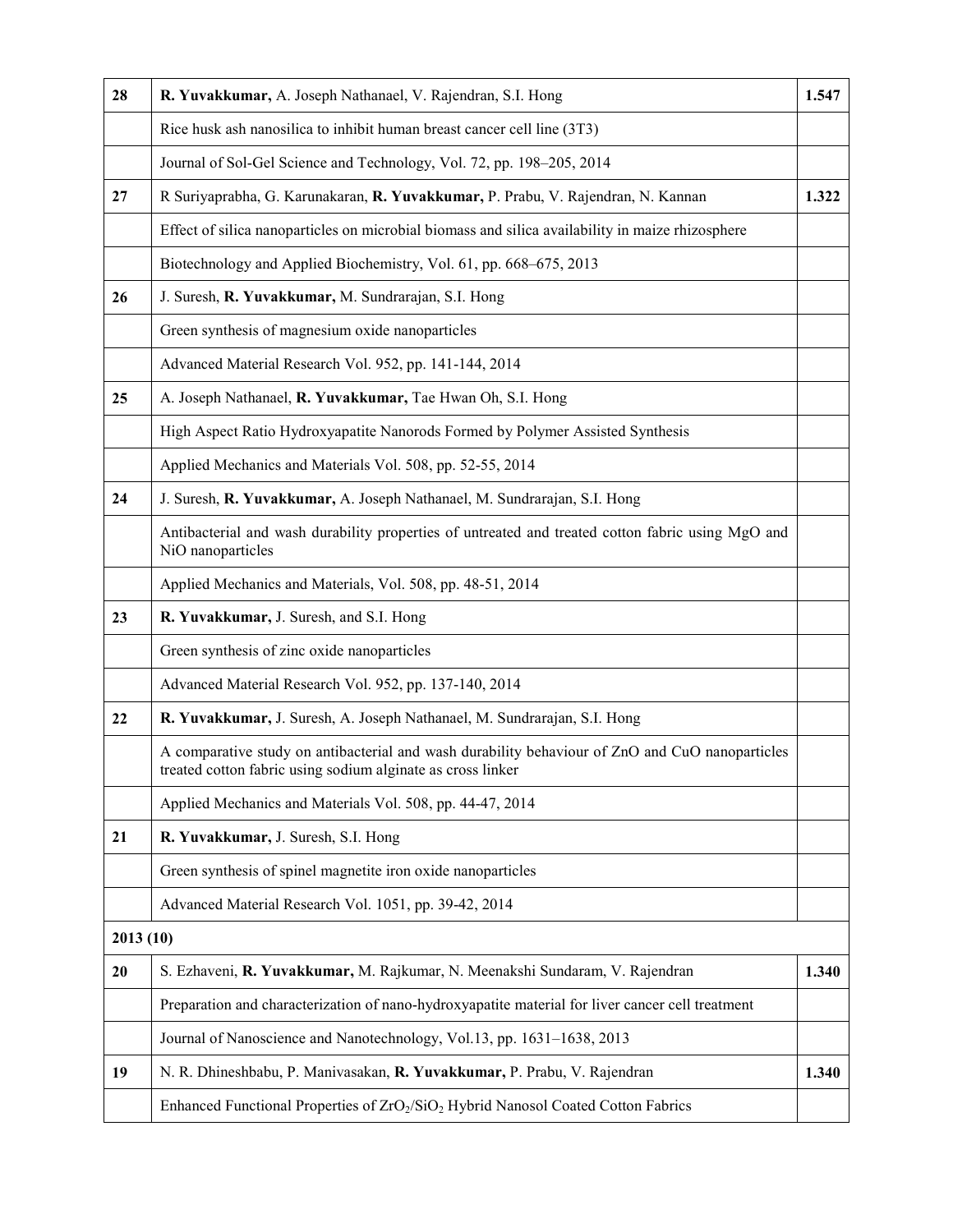| 28 | **R. Yuvakkumar,** A. Joseph Nathanael, V. Rajendran, S.I. Hong | **1.547** |
|---|---|---|
| | Rice husk ash nanosilica to inhibit human breast cancer cell line (3T3) | |
| | Journal of Sol-Gel Science and Technology, Vol. 72, pp. 198–205, 2014 | |
| **27** | R Suriyaprabha, G. Karunakaran, **R. Yuvakkumar,** P. Prabu, V. Rajendran, N. Kannan | **1.322** |
| | Effect of silica nanoparticles on microbial biomass and silica availability in maize rhizosphere | |
| | Biotechnology and Applied Biochemistry, Vol. 61, pp. 668–675, 2013 | |
| **26** | J. Suresh, **R. Yuvakkumar,** M. Sundrarajan, S.I. Hong | |
| | Green synthesis of magnesium oxide nanoparticles | |
| | Advanced Material Research Vol. 952, pp. 141-144, 2014 | |
| **25** | A. Joseph Nathanael, **R. Yuvakkumar,** Tae Hwan Oh, S.I. Hong | |
| | High Aspect Ratio Hydroxyapatite Nanorods Formed by Polymer Assisted Synthesis | |
| | Applied Mechanics and Materials Vol. 508, pp. 52-55, 2014 | |
| **24** | J. Suresh, **R. Yuvakkumar,** A. Joseph Nathanael, M. Sundrarajan, S.I. Hong | |
| | Antibacterial and wash durability properties of untreated and treated cotton fabric using MgO and NiO nanoparticles | |
| | Applied Mechanics and Materials, Vol. 508, pp. 48-51, 2014 | |
| **23** | **R. Yuvakkumar,** J. Suresh, and S.I. Hong | |
| | Green synthesis of zinc oxide nanoparticles | |
| | Advanced Material Research Vol. 952, pp. 137-140, 2014 | |
| **22** | **R. Yuvakkumar,** J. Suresh, A. Joseph Nathanael, M. Sundrarajan, S.I. Hong | |
| | A comparative study on antibacterial and wash durability behaviour of ZnO and CuO nanoparticles treated cotton fabric using sodium alginate as cross linker | |
| | Applied Mechanics and Materials Vol. 508, pp. 44-47, 2014 | |
| **21** | **R. Yuvakkumar,** J. Suresh, S.I. Hong | |
| | Green synthesis of spinel magnetite iron oxide nanoparticles | |
| | Advanced Material Research Vol. 1051, pp. 39-42, 2014 | |
| **2013 (10)** | | |
| **20** | S. Ezhaveni, **R. Yuvakkumar,** M. Rajkumar, N. Meenakshi Sundaram, V. Rajendran | **1.340** |
| | Preparation and characterization of nano-hydroxyapatite material for liver cancer cell treatment | |
| | Journal of Nanoscience and Nanotechnology, Vol.13, pp. 1631–1638, 2013 | |
| **19** | N. R. Dhineshbabu, P. Manivasakan, **R. Yuvakkumar,** P. Prabu, V. Rajendran | **1.340** |
| | Enhanced Functional Properties of $ZrO_2$/$SiO_2$ Hybrid Nanosol Coated Cotton Fabrics | |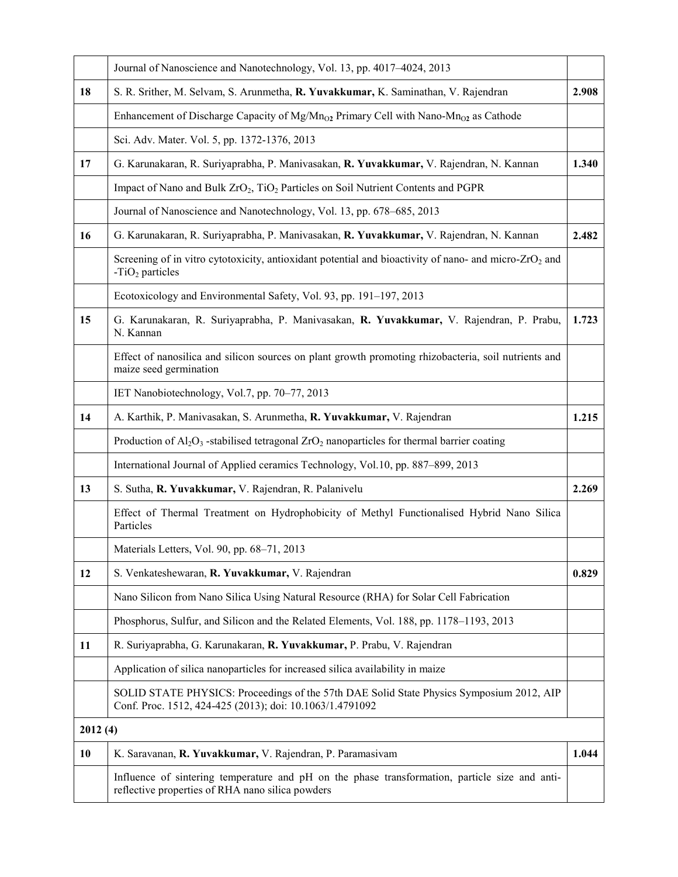| | | |
|---|---|---|
| | Journal of Nanoscience and Nanotechnology, Vol. 13, pp. 4017–4024, 2013 | |
| **18** | S. R. Srither, M. Selvam, S. Arunmetha, **R. Yuvakkumar,** K. Saminathan, V. Rajendran | **2.908** |
| | Enhancement of Discharge Capacity of Mg/$Mn_{O2}$ Primary Cell with Nano-$Mn_{O2}$ as Cathode | |
| | Sci. Adv. Mater. Vol. 5, pp. 1372-1376, 2013 | |
| **17** | G. Karunakaran, R. Suriyaprabha, P. Manivasakan, **R. Yuvakkumar,** V. Rajendran, N. Kannan | **1.340** |
| | Impact of Nano and Bulk $ZrO_2$, $TiO_2$ Particles on Soil Nutrient Contents and PGPR | |
| | Journal of Nanoscience and Nanotechnology, Vol. 13, pp. 678–685, 2013 | |
| **16** | G. Karunakaran, R. Suriyaprabha, P. Manivasakan, **R. Yuvakkumar,** V. Rajendran, N. Kannan | **2.482** |
| | Screening of in vitro cytotoxicity, antioxidant potential and bioactivity of nano- and micro-$ZrO_2$ and -$TiO_2$ particles | |
| | Ecotoxicology and Environmental Safety, Vol. 93, pp. 191–197, 2013 | |
| **15** | G. Karunakaran, R. Suriyaprabha, P. Manivasakan, **R. Yuvakkumar,** V. Rajendran, P. Prabu, N. Kannan | **1.723** |
| | Effect of nanosilica and silicon sources on plant growth promoting rhizobacteria, soil nutrients and maize seed germination | |
| | IET Nanobiotechnology, Vol.7, pp. 70–77, 2013 | |
| **14** | A. Karthik, P. Manivasakan, S. Arunmetha, **R. Yuvakkumar,** V. Rajendran | **1.215** |
| | Production of $Al_2O_3$ -stabilised tetragonal $ZrO_2$ nanoparticles for thermal barrier coating | |
| | International Journal of Applied ceramics Technology, Vol.10, pp. 887–899, 2013 | |
| **13** | S. Sutha, **R. Yuvakkumar,** V. Rajendran, R. Palanivelu | **2.269** |
| | Effect of Thermal Treatment on Hydrophobicity of Methyl Functionalised Hybrid Nano Silica Particles | |
| | Materials Letters, Vol. 90, pp. 68–71, 2013 | |
| **12** | S. Venkateshewaran, **R. Yuvakkumar,** V. Rajendran | **0.829** |
| | Nano Silicon from Nano Silica Using Natural Resource (RHA) for Solar Cell Fabrication | |
| | Phosphorus, Sulfur, and Silicon and the Related Elements, Vol. 188, pp. 1178–1193, 2013 | |
| **11** | R. Suriyaprabha, G. Karunakaran, **R. Yuvakkumar,** P. Prabu, V. Rajendran | |
| | Application of silica nanoparticles for increased silica availability in maize | |
| | SOLID STATE PHYSICS: Proceedings of the 57th DAE Solid State Physics Symposium 2012, AIP Conf. Proc. 1512, 424-425 (2013); doi: 10.1063/1.4791092 | |
| **2012 (4)** | | |
| **10** | K. Saravanan, **R. Yuvakkumar,** V. Rajendran, P. Paramasivam | **1.044** |
| | Influence of sintering temperature and pH on the phase transformation, particle size and anti-reflective properties of RHA nano silica powders | |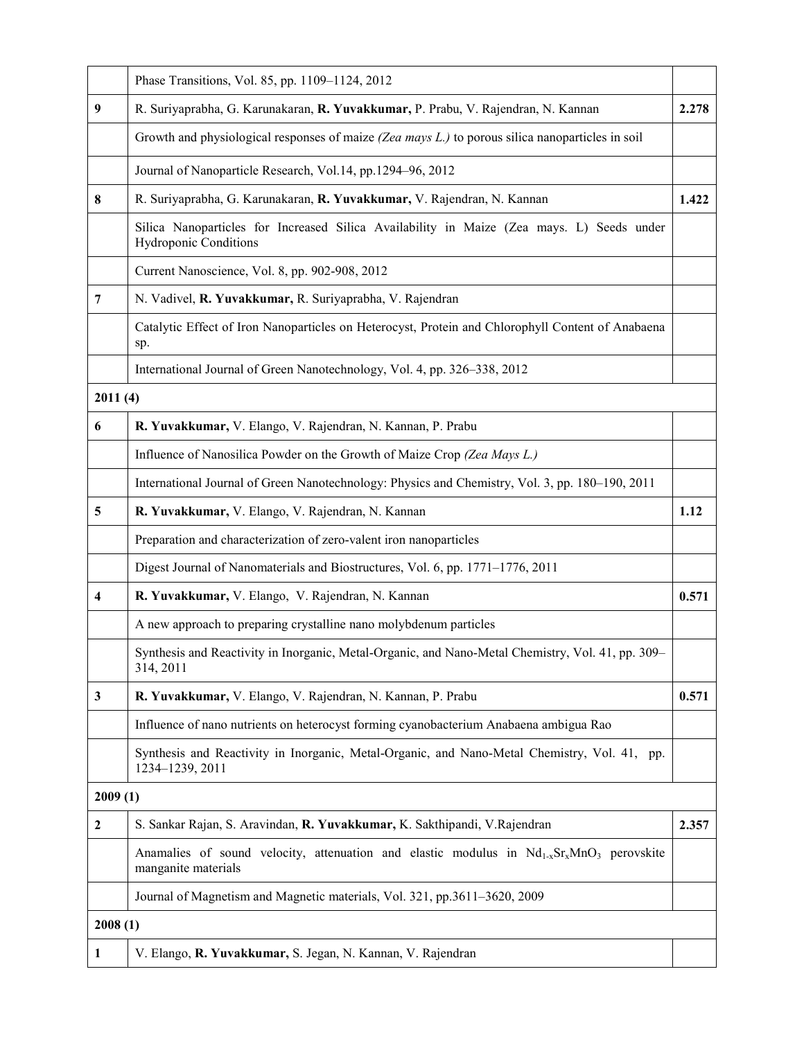| | | |
|---|---|---|
| | Phase Transitions, Vol. 85, pp. 1109–1124, 2012 | |
| **9** | R. Suriyaprabha, G. Karunakaran, **R. Yuvakkumar,** P. Prabu, V. Rajendran, N. Kannan | **2.278** |
| | Growth and physiological responses of maize *(Zea mays L.)* to porous silica nanoparticles in soil | |
| | Journal of Nanoparticle Research, Vol.14, pp.1294–96, 2012 | |
| **8** | R. Suriyaprabha, G. Karunakaran, **R. Yuvakkumar,** V. Rajendran, N. Kannan | **1.422** |
| | Silica Nanoparticles for Increased Silica Availability in Maize (Zea mays. L) Seeds under Hydroponic Conditions | |
| | Current Nanoscience, Vol. 8, pp. 902-908, 2012 | |
| **7** | N. Vadivel, **R. Yuvakkumar,** R. Suriyaprabha, V. Rajendran | |
| | Catalytic Effect of Iron Nanoparticles on Heterocyst, Protein and Chlorophyll Content of Anabaena sp. | |
| | International Journal of Green Nanotechnology, Vol. 4, pp. 326–338, 2012 | |
| **2011 (4)** | | |
| **6** | **R. Yuvakkumar,** V. Elango, V. Rajendran, N. Kannan, P. Prabu | |
| | Influence of Nanosilica Powder on the Growth of Maize Crop *(Zea Mays L.)* | |
| | International Journal of Green Nanotechnology: Physics and Chemistry, Vol. 3, pp. 180–190, 2011 | |
| **5** | **R. Yuvakkumar,** V. Elango, V. Rajendran, N. Kannan | **1.12** |
| | Preparation and characterization of zero-valent iron nanoparticles | |
| | Digest Journal of Nanomaterials and Biostructures, Vol. 6, pp. 1771–1776, 2011 | |
| **4** | **R. Yuvakkumar,** V. Elango, V. Rajendran, N. Kannan | **0.571** |
| | A new approach to preparing crystalline nano molybdenum particles | |
| | Synthesis and Reactivity in Inorganic, Metal-Organic, and Nano-Metal Chemistry, Vol. 41, pp. 309–314, 2011 | |
| **3** | **R. Yuvakkumar,** V. Elango, V. Rajendran, N. Kannan, P. Prabu | **0.571** |
| | Influence of nano nutrients on heterocyst forming cyanobacterium Anabaena ambigua Rao | |
| | Synthesis and Reactivity in Inorganic, Metal-Organic, and Nano-Metal Chemistry, Vol. 41, pp. 1234–1239, 2011 | |
| **2009 (1)** | | |
| **2** | S. Sankar Rajan, S. Aravindan, **R. Yuvakkumar,** K. Sakthipandi, V.Rajendran | **2.357** |
| | Anamalies of sound velocity, attenuation and elastic modulus in $Nd_{1-x}Sr_xMnO_3$ perovskite manganite materials | |
| | Journal of Magnetism and Magnetic materials, Vol. 321, pp.3611–3620, 2009 | |
| **2008 (1)** | | |
| **1** | V. Elango, **R. Yuvakkumar,** S. Jegan, N. Kannan, V. Rajendran | |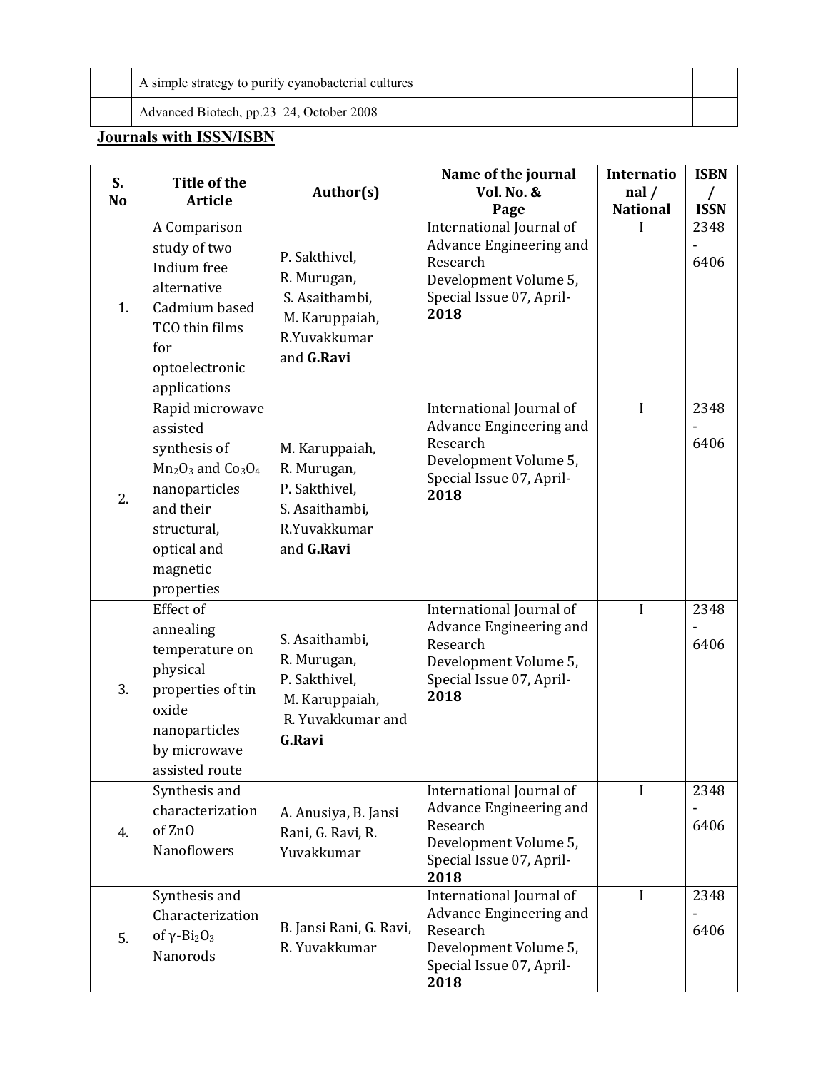| | | |
|---|---|---|
| | A simple strategy to purify cyanobacterial cultures | |
| | Advanced Biotech, pp.23–24, October 2008 | |

**Journals with ISSN/ISBN**

| S. No | Title of the Article | Author(s) | Name of the journal Vol. No. & Page | International / National | ISBN / ISSN |
|---|---|---|---|---|---|
| 1. | A Comparison study of two Indium free alternative Cadmium based TCO thin films for optoelectronic applications | P. Sakthivel, R. Murugan, S. Asaithambi, M. Karuppaiah, R.Yuvakkumar and **G.Ravi** | International Journal of Advance Engineering and Research Development Volume 5, Special Issue 07, April-**2018** | I | 2348 - 6406 |
| 2. | Rapid microwave assisted synthesis of $Mn_2O_3$ and $Co_3O_4$ nanoparticles and their structural, optical and magnetic properties | M. Karuppaiah, R. Murugan, P. Sakthivel, S. Asaithambi, R.Yuvakkumar and **G.Ravi** | International Journal of Advance Engineering and Research Development Volume 5, Special Issue 07, April-**2018** | I | 2348 - 6406 |
| 3. | Effect of annealing temperature on physical properties of tin oxide nanoparticles by microwave assisted route | S. Asaithambi, R. Murugan, P. Sakthivel, M. Karuppaiah, R. Yuvakkumar and **G.Ravi** | International Journal of Advance Engineering and Research Development Volume 5, Special Issue 07, April-**2018** | I | 2348 - 6406 |
| 4. | Synthesis and characterization of ZnO Nanoflowers | A. Anusiya, B. Jansi Rani, G. Ravi, R. Yuvakkumar | International Journal of Advance Engineering and Research Development Volume 5, Special Issue 07, April-**2018** | I | 2348 - 6406 |
| 5. | Synthesis and Characterization of $\gamma$-$Bi_2O_3$ Nanorods | B. Jansi Rani, G. Ravi, R. Yuvakkumar | International Journal of Advance Engineering and Research Development Volume 5, Special Issue 07, April-**2018** | I | 2348 - 6406 |